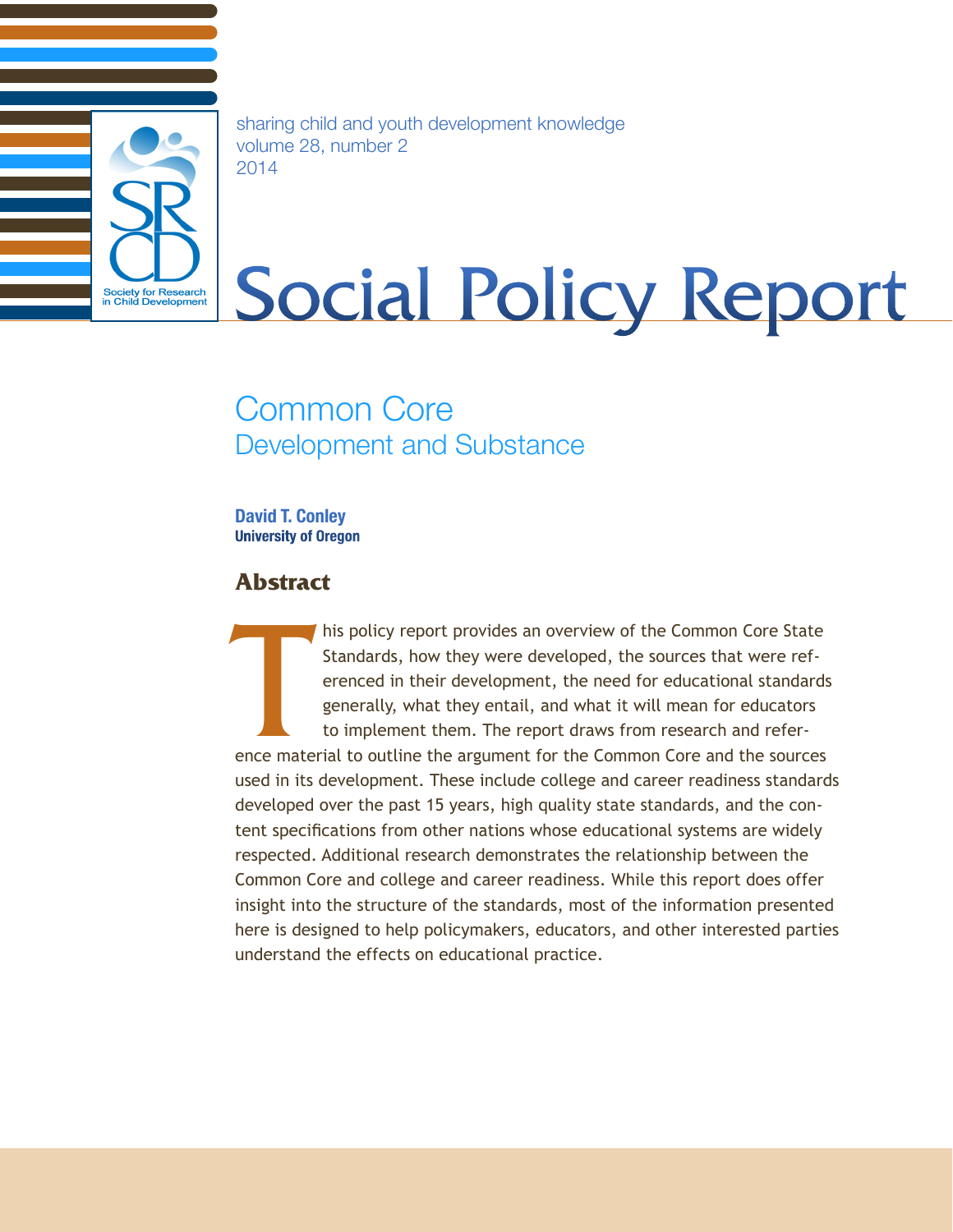sharing child and youth development knowledge
volume 28, number 2
2014

# Social Policy Report

## Common Core
### Development and Substance

**David T. Conley**
**University of Oregon**

## Abstract

This policy report provides an overview of the Common Core State Standards, how they were developed, the sources that were referenced in their development, the need for educational standards generally, what they entail, and what it will mean for educators to implement them. The report draws from research and reference material to outline the argument for the Common Core and the sources used in its development. These include college and career readiness standards developed over the past 15 years, high quality state standards, and the content specifications from other nations whose educational systems are widely respected. Additional research demonstrates the relationship between the Common Core and college and career readiness. While this report does offer insight into the structure of the standards, most of the information presented here is designed to help policymakers, educators, and other interested parties understand the effects on educational practice.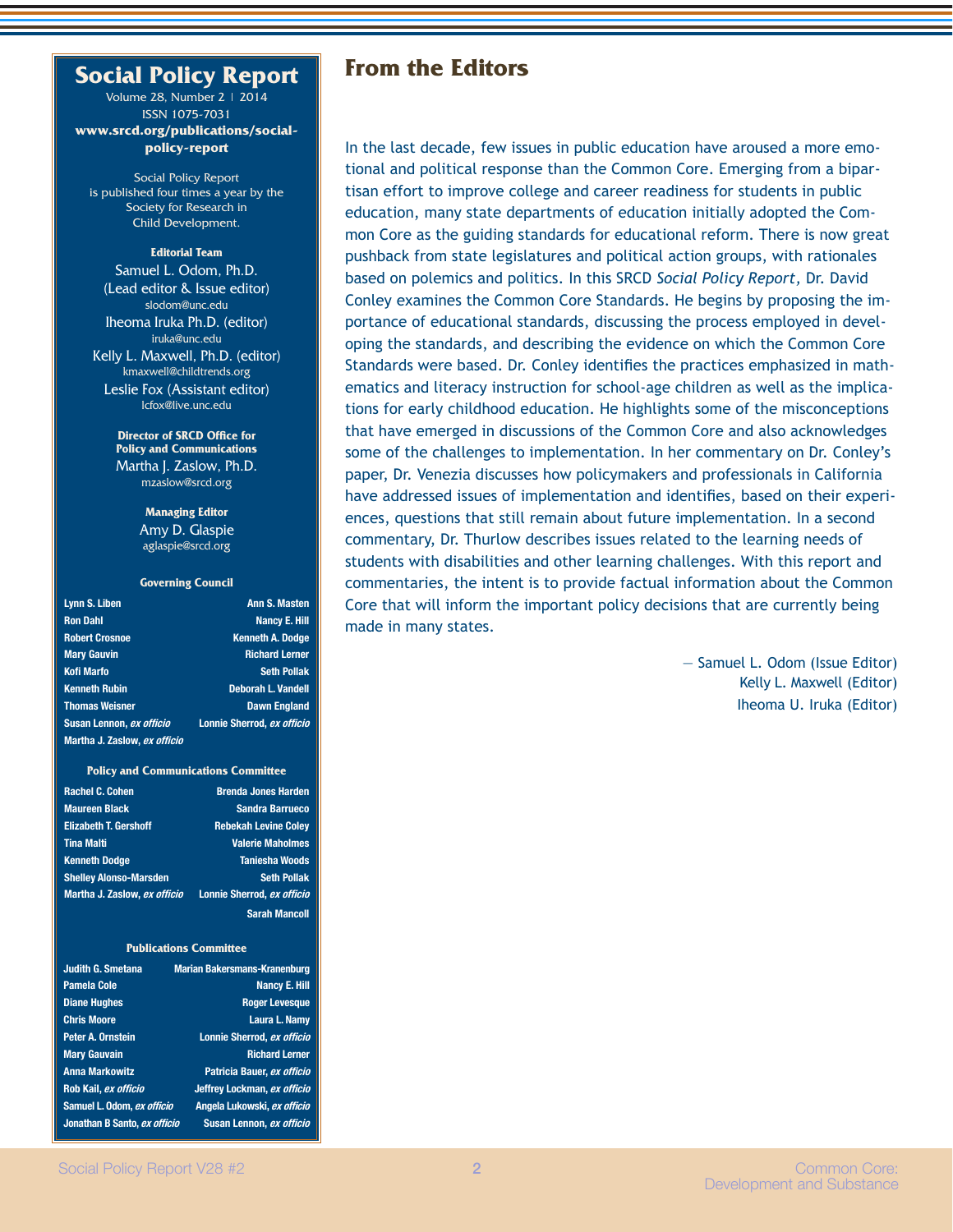## Social Policy Report

Volume 28, Number 2 | 2014
ISSN 1075-7031
**www.srcd.org/publications/social-policy-report**

Social Policy Report is published four times a year by the Society for Research in Child Development.

**Editorial Team**

Samuel L. Odom, Ph.D. (Lead editor & Issue editor)
slodom@unc.edu

Iheoma Iruka Ph.D. (editor)
iruka@unc.edu

Kelly L. Maxwell, Ph.D. (editor)
kmaxwell@childtrends.org

Leslie Fox (Assistant editor)
lcfox@live.unc.edu

**Director of SRCD Office for Policy and Communications**

Martha J. Zaslow, Ph.D.
mzaslow@srcd.org

**Managing Editor**

Amy D. Glaspie
aglaspie@srcd.org

**Governing Council**

| | |
|---|---|
| Lynn S. Liben | Ann S. Masten |
| Ron Dahl | Nancy E. Hill |
| Robert Crosnoe | Kenneth A. Dodge |
| Mary Gauvin | Richard Lerner |
| Kofi Marfo | Seth Pollak |
| Kenneth Rubin | Deborah L. Vandell |
| Thomas Weisner | Dawn England |
| Susan Lennon, *ex officio* | Lonnie Sherrod, *ex officio* |
| Martha J. Zaslow, *ex officio* | |

**Policy and Communications Committee**

| | |
|---|---|
| Rachel C. Cohen | Brenda Jones Harden |
| Maureen Black | Sandra Barrueco |
| Elizabeth T. Gershoff | Rebekah Levine Coley |
| Tina Malti | Valerie Maholmes |
| Kenneth Dodge | Taniesha Woods |
| Shelley Alonso-Marsden | Seth Pollak |
| Martha J. Zaslow, *ex officio* | Lonnie Sherrod, *ex officio* |
| | Sarah Mancoll |

**Publications Committee**

| | |
|---|---|
| Judith G. Smetana | Marian Bakersmans-Kranenburg |
| Pamela Cole | Nancy E. Hill |
| Diane Hughes | Roger Levesque |
| Chris Moore | Laura L. Namy |
| Peter A. Ornstein | Lonnie Sherrod, *ex officio* |
| Mary Gauvain | Richard Lerner |
| Anna Markowitz | Patricia Bauer, *ex officio* |
| Rob Kail, *ex officio* | Jeffrey Lockman, *ex officio* |
| Samuel L. Odom, *ex officio* | Angela Lukowski, *ex officio* |
| Jonathan B Santo, *ex officio* | Susan Lennon, *ex officio* |

# From the Editors

In the last decade, few issues in public education have aroused a more emotional and political response than the Common Core. Emerging from a bipartisan effort to improve college and career readiness for students in public education, many state departments of education initially adopted the Common Core as the guiding standards for educational reform. There is now great pushback from state legislatures and political action groups, with rationales based on polemics and politics. In this SRCD *Social Policy Report,* Dr. David Conley examines the Common Core Standards. He begins by proposing the importance of educational standards, discussing the process employed in developing the standards, and describing the evidence on which the Common Core Standards were based. Dr. Conley identifies the practices emphasized in mathematics and literacy instruction for school-age children as well as the implications for early childhood education. He highlights some of the misconceptions that have emerged in discussions of the Common Core and also acknowledges some of the challenges to implementation. In her commentary on Dr. Conley's paper, Dr. Venezia discusses how policymakers and professionals in California have addressed issues of implementation and identifies, based on their experiences, questions that still remain about future implementation. In a second commentary, Dr. Thurlow describes issues related to the learning needs of students with disabilities and other learning challenges. With this report and commentaries, the intent is to provide factual information about the Common Core that will inform the important policy decisions that are currently being made in many states.

— Samuel L. Odom (Issue Editor)
Kelly L. Maxwell (Editor)
Iheoma U. Iruka (Editor)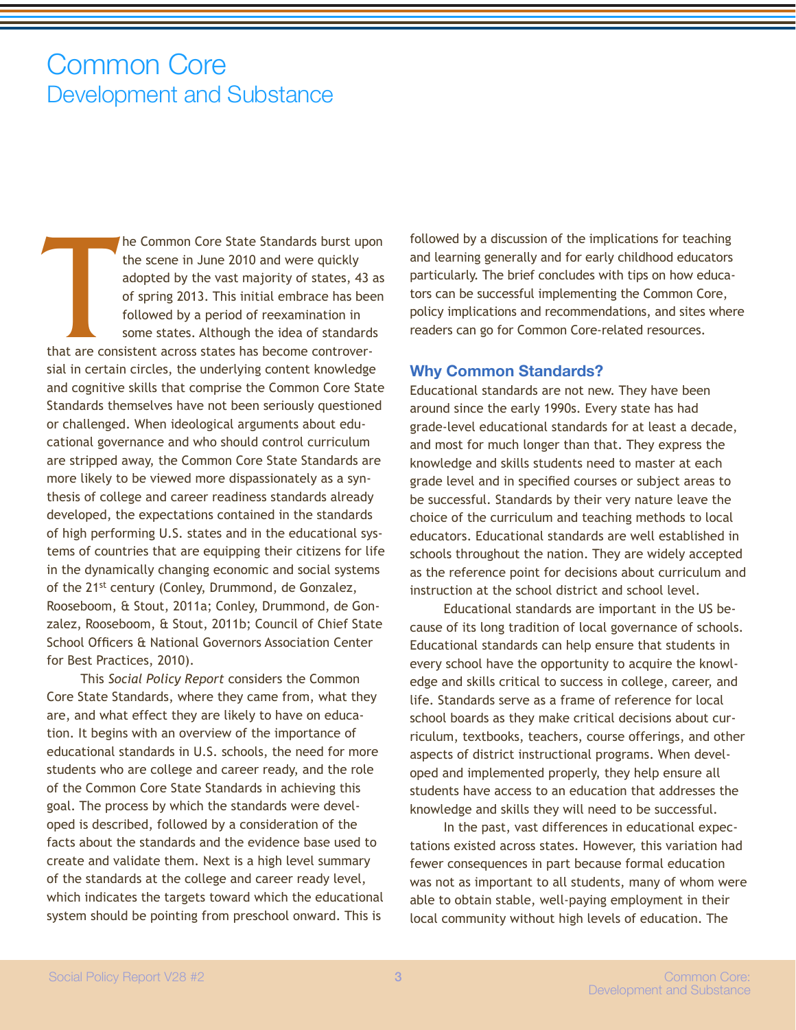# Common Core
## Development and Substance

The Common Core State Standards burst upon the scene in June 2010 and were quickly adopted by the vast majority of states, 43 as of spring 2013. This initial embrace has been followed by a period of reexamination in some states. Although the idea of standards that are consistent across states has become controversial in certain circles, the underlying content knowledge and cognitive skills that comprise the Common Core State Standards themselves have not been seriously questioned or challenged. When ideological arguments about educational governance and who should control curriculum are stripped away, the Common Core State Standards are more likely to be viewed more dispassionately as a synthesis of college and career readiness standards already developed, the expectations contained in the standards of high performing U.S. states and in the educational systems of countries that are equipping their citizens for life in the dynamically changing economic and social systems of the 21st century (Conley, Drummond, de Gonzalez, Rooseboom, & Stout, 2011a; Conley, Drummond, de Gonzalez, Rooseboom, & Stout, 2011b; Council of Chief State School Officers & National Governors Association Center for Best Practices, 2010).

This *Social Policy Report* considers the Common Core State Standards, where they came from, what they are, and what effect they are likely to have on education. It begins with an overview of the importance of educational standards in U.S. schools, the need for more students who are college and career ready, and the role of the Common Core State Standards in achieving this goal. The process by which the standards were developed is described, followed by a consideration of the facts about the standards and the evidence base used to create and validate them. Next is a high level summary of the standards at the college and career ready level, which indicates the targets toward which the educational system should be pointing from preschool onward. This is followed by a discussion of the implications for teaching and learning generally and for early childhood educators particularly. The brief concludes with tips on how educators can be successful implementing the Common Core, policy implications and recommendations, and sites where readers can go for Common Core-related resources.

### Why Common Standards?

Educational standards are not new. They have been around since the early 1990s. Every state has had grade-level educational standards for at least a decade, and most for much longer than that. They express the knowledge and skills students need to master at each grade level and in specified courses or subject areas to be successful. Standards by their very nature leave the choice of the curriculum and teaching methods to local educators. Educational standards are well established in schools throughout the nation. They are widely accepted as the reference point for decisions about curriculum and instruction at the school district and school level.

Educational standards are important in the US because of its long tradition of local governance of schools. Educational standards can help ensure that students in every school have the opportunity to acquire the knowledge and skills critical to success in college, career, and life. Standards serve as a frame of reference for local school boards as they make critical decisions about curriculum, textbooks, teachers, course offerings, and other aspects of district instructional programs. When developed and implemented properly, they help ensure all students have access to an education that addresses the knowledge and skills they will need to be successful.

In the past, vast differences in educational expectations existed across states. However, this variation had fewer consequences in part because formal education was not as important to all students, many of whom were able to obtain stable, well-paying employment in their local community without high levels of education. The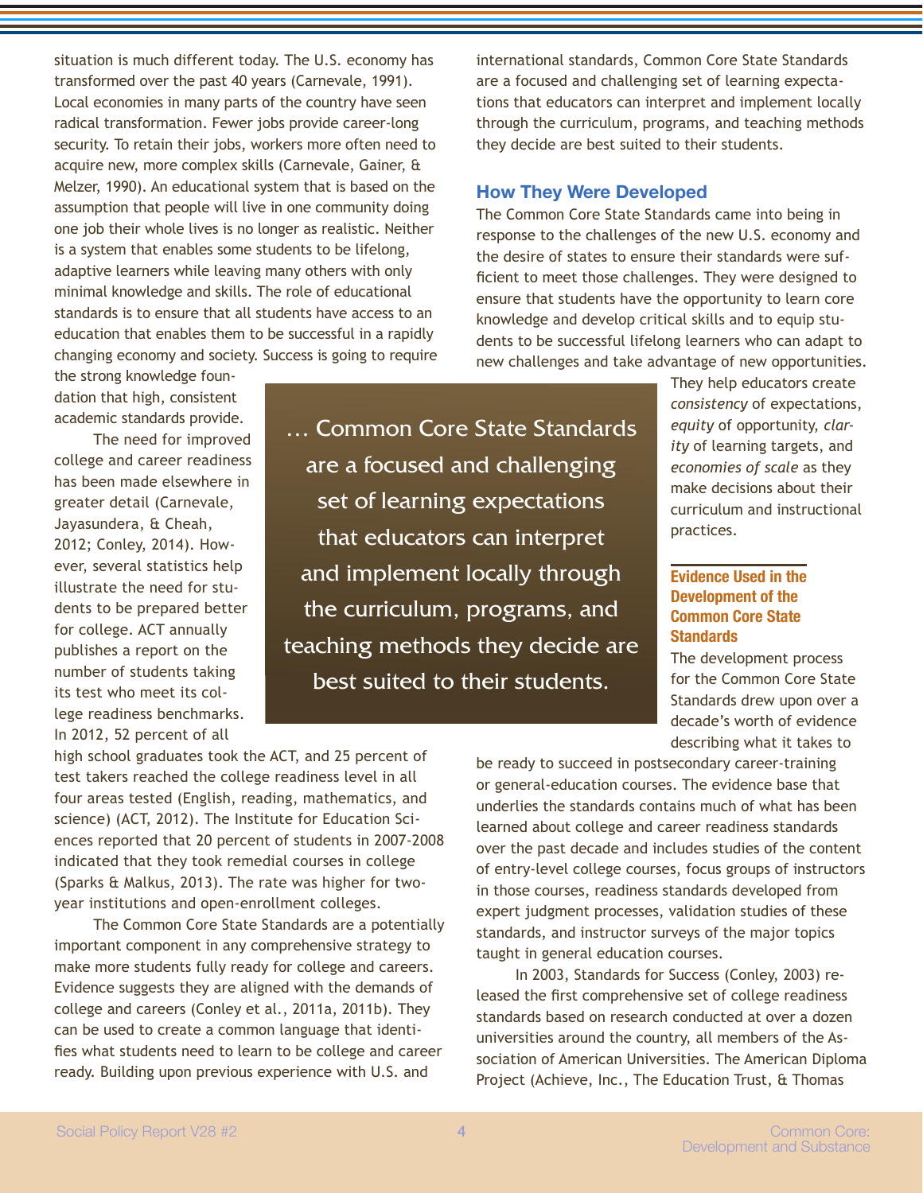situation is much different today. The U.S. economy has transformed over the past 40 years (Carnevale, 1991). Local economies in many parts of the country have seen radical transformation. Fewer jobs provide career-long security. To retain their jobs, workers more often need to acquire new, more complex skills (Carnevale, Gainer, & Melzer, 1990). An educational system that is based on the assumption that people will live in one community doing one job their whole lives is no longer as realistic. Neither is a system that enables some students to be lifelong, adaptive learners while leaving many others with only minimal knowledge and skills. The role of educational standards is to ensure that all students have access to an education that enables them to be successful in a rapidly changing economy and society. Success is going to require the strong knowledge foundation that high, consistent academic standards provide.

The need for improved college and career readiness has been made elsewhere in greater detail (Carnevale, Jayasundera, & Cheah, 2012; Conley, 2014). However, several statistics help illustrate the need for students to be prepared better for college. ACT annually publishes a report on the number of students taking its test who meet its college readiness benchmarks. In 2012, 52 percent of all high school graduates took the ACT, and 25 percent of test takers reached the college readiness level in all four areas tested (English, reading, mathematics, and science) (ACT, 2012). The Institute for Education Sciences reported that 20 percent of students in 2007-2008 indicated that they took remedial courses in college (Sparks & Malkus, 2013). The rate was higher for two-year institutions and open-enrollment colleges.

The Common Core State Standards are a potentially important component in any comprehensive strategy to make more students fully ready for college and careers. Evidence suggests they are aligned with the demands of college and careers (Conley et al., 2011a, 2011b). They can be used to create a common language that identifies what students need to learn to be college and career ready. Building upon previous experience with U.S. and international standards, Common Core State Standards are a focused and challenging set of learning expectations that educators can interpret and implement locally through the curriculum, programs, and teaching methods they decide are best suited to their students.

> … Common Core State Standards are a focused and challenging set of learning expectations that educators can interpret and implement locally through the curriculum, programs, and teaching methods they decide are best suited to their students.

## How They Were Developed

The Common Core State Standards came into being in response to the challenges of the new U.S. economy and the desire of states to ensure their standards were sufficient to meet those challenges. They were designed to ensure that students have the opportunity to learn core knowledge and develop critical skills and to equip students to be successful lifelong learners who can adapt to new challenges and take advantage of new opportunities. They help educators create *consistency* of expectations, *equity* of opportunity, *clarity* of learning targets, and *economies of scale* as they make decisions about their curriculum and instructional practices.

### Evidence Used in the Development of the Common Core State Standards

The development process for the Common Core State Standards drew upon over a decade's worth of evidence describing what it takes to be ready to succeed in postsecondary career-training or general-education courses. The evidence base that underlies the standards contains much of what has been learned about college and career readiness standards over the past decade and includes studies of the content of entry-level college courses, focus groups of instructors in those courses, readiness standards developed from expert judgment processes, validation studies of these standards, and instructor surveys of the major topics taught in general education courses.

In 2003, Standards for Success (Conley, 2003) released the first comprehensive set of college readiness standards based on research conducted at over a dozen universities around the country, all members of the Association of American Universities. The American Diploma Project (Achieve, Inc., The Education Trust, & Thomas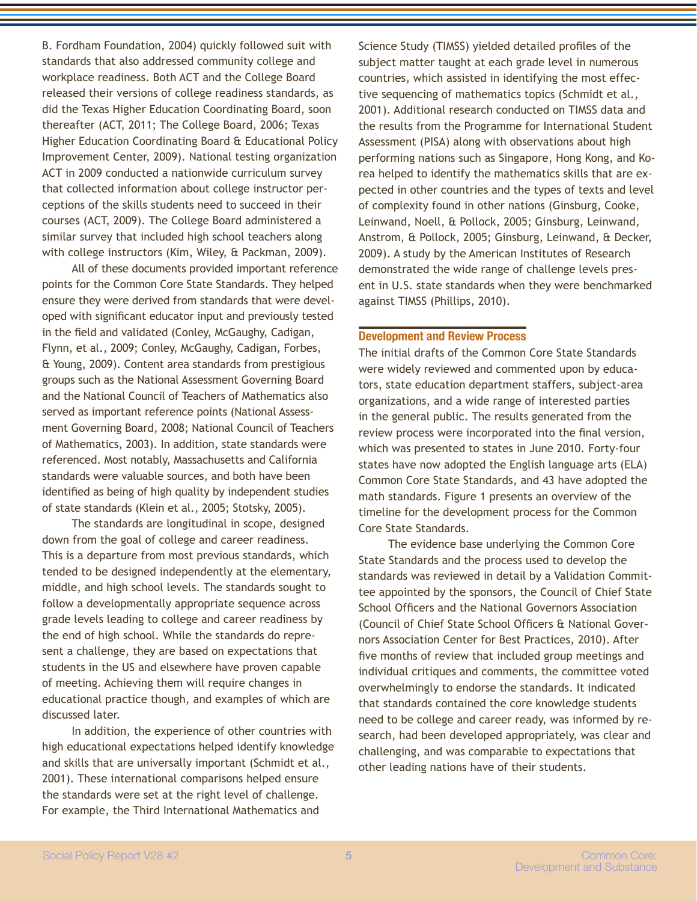B. Fordham Foundation, 2004) quickly followed suit with standards that also addressed community college and workplace readiness. Both ACT and the College Board released their versions of college readiness standards, as did the Texas Higher Education Coordinating Board, soon thereafter (ACT, 2011; The College Board, 2006; Texas Higher Education Coordinating Board & Educational Policy Improvement Center, 2009). National testing organization ACT in 2009 conducted a nationwide curriculum survey that collected information about college instructor perceptions of the skills students need to succeed in their courses (ACT, 2009). The College Board administered a similar survey that included high school teachers along with college instructors (Kim, Wiley, & Packman, 2009).

All of these documents provided important reference points for the Common Core State Standards. They helped ensure they were derived from standards that were developed with significant educator input and previously tested in the field and validated (Conley, McGaughy, Cadigan, Flynn, et al., 2009; Conley, McGaughy, Cadigan, Forbes, & Young, 2009). Content area standards from prestigious groups such as the National Assessment Governing Board and the National Council of Teachers of Mathematics also served as important reference points (National Assessment Governing Board, 2008; National Council of Teachers of Mathematics, 2003). In addition, state standards were referenced. Most notably, Massachusetts and California standards were valuable sources, and both have been identified as being of high quality by independent studies of state standards (Klein et al., 2005; Stotsky, 2005).

The standards are longitudinal in scope, designed down from the goal of college and career readiness. This is a departure from most previous standards, which tended to be designed independently at the elementary, middle, and high school levels. The standards sought to follow a developmentally appropriate sequence across grade levels leading to college and career readiness by the end of high school. While the standards do represent a challenge, they are based on expectations that students in the US and elsewhere have proven capable of meeting. Achieving them will require changes in educational practice though, and examples of which are discussed later.

In addition, the experience of other countries with high educational expectations helped identify knowledge and skills that are universally important (Schmidt et al., 2001). These international comparisons helped ensure the standards were set at the right level of challenge. For example, the Third International Mathematics and Science Study (TIMSS) yielded detailed profiles of the subject matter taught at each grade level in numerous countries, which assisted in identifying the most effective sequencing of mathematics topics (Schmidt et al., 2001). Additional research conducted on TIMSS data and the results from the Programme for International Student Assessment (PISA) along with observations about high performing nations such as Singapore, Hong Kong, and Korea helped to identify the mathematics skills that are expected in other countries and the types of texts and level of complexity found in other nations (Ginsburg, Cooke, Leinwand, Noell, & Pollock, 2005; Ginsburg, Leinwand, Anstrom, & Pollock, 2005; Ginsburg, Leinwand, & Decker, 2009). A study by the American Institutes of Research demonstrated the wide range of challenge levels present in U.S. state standards when they were benchmarked against TIMSS (Phillips, 2010).

## Development and Review Process

The initial drafts of the Common Core State Standards were widely reviewed and commented upon by educators, state education department staffers, subject-area organizations, and a wide range of interested parties in the general public. The results generated from the review process were incorporated into the final version, which was presented to states in June 2010. Forty-four states have now adopted the English language arts (ELA) Common Core State Standards, and 43 have adopted the math standards. Figure 1 presents an overview of the timeline for the development process for the Common Core State Standards.

The evidence base underlying the Common Core State Standards and the process used to develop the standards was reviewed in detail by a Validation Committee appointed by the sponsors, the Council of Chief State School Officers and the National Governors Association (Council of Chief State School Officers & National Governors Association Center for Best Practices, 2010). After five months of review that included group meetings and individual critiques and comments, the committee voted overwhelmingly to endorse the standards. It indicated that standards contained the core knowledge students need to be college and career ready, was informed by research, had been developed appropriately, was clear and challenging, and was comparable to expectations that other leading nations have of their students.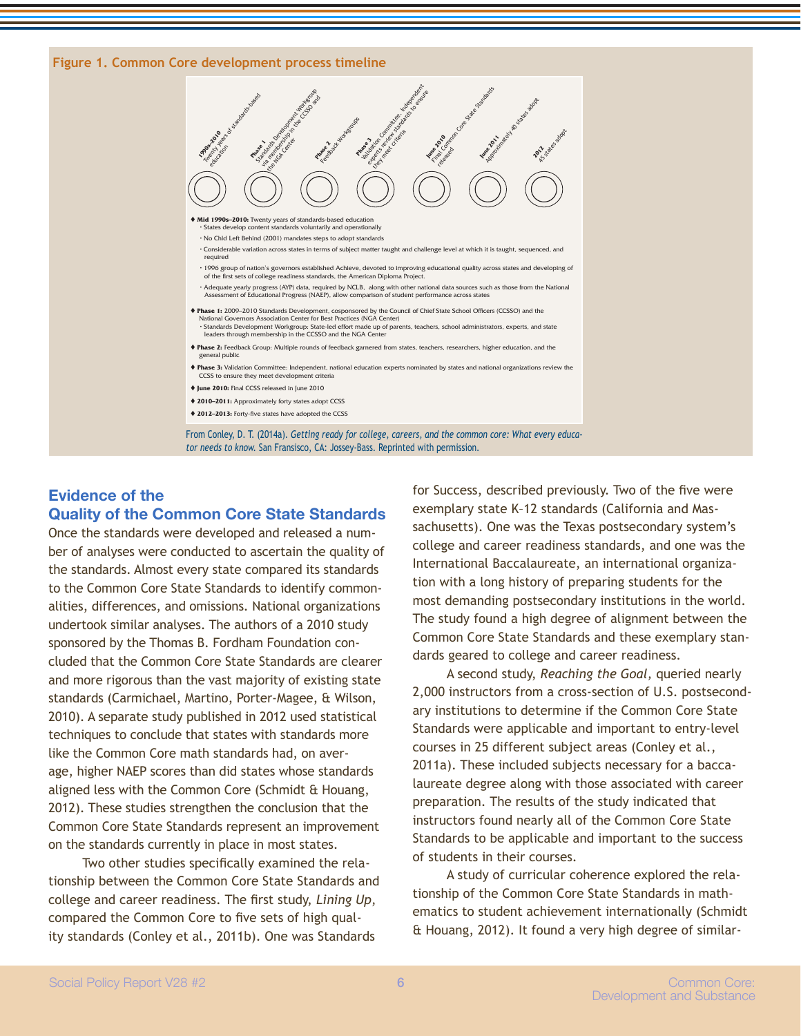**Figure 1. Common Core development process timeline**

**1990s–2010** Twenty years of standards-based education

**Phase 1** Standards Development Workgroup via membership in the CCSSO and the NGA Center

**Phase 2** Feedback Workgroups

**Phase 3** Validation Committee: Independent experts review standards to ensure they meet criteria

**June 2010** Final Common Core State Standards released

**June 2011** Approximately 40 states adopt

**2012** 45 states adopt

- **Mid 1990s–2010:** Twenty years of standards-based education
  - States develop content standards voluntarily and operationally
  - No Child Left Behind (2001) mandates steps to adopt standards
  - Considerable variation across states in terms of subject matter taught and challenge level at which it is taught, sequenced, and required
  - 1996 group of nation's governors established Achieve, devoted to improving educational quality across states and developing of of the first sets of college readiness standards, the American Diploma Project.
  - Adequate yearly progress (AYP) data, required by NCLB, along with other national data sources such as those from the National Assessment of Educational Progress (NAEP), allow comparison of student performance across states
- **Phase 1:** 2009–2010 Standards Development, cosponsored by the Council of Chief State School Officers (CCSSO) and the National Governors Association Center for Best Practices (NGA Center)
  - Standards Development Workgroup: State-led effort made up of parents, teachers, school administrators, experts, and state leaders through membership in the CCSSO and the NGA Center
- **Phase 2:** Feedback Group: Multiple rounds of feedback garnered from states, teachers, researchers, higher education, and the general public
- **Phase 3:** Validation Committee: Independent, national education experts nominated by states and national organizations review the CCSS to ensure they meet development criteria
- **June 2010:** Final CCSS released in June 2010
- **2010–2011:** Approximately forty states adopt CCSS
- **2012–2013:** Forty-five states have adopted the CCSS

From Conley, D. T. (2014a). *Getting ready for college, careers, and the common core: What every educator needs to know.* San Fransisco, CA: Jossey-Bass. Reprinted with permission.

## Evidence of the Quality of the Common Core State Standards

Once the standards were developed and released a number of analyses were conducted to ascertain the quality of the standards. Almost every state compared its standards to the Common Core State Standards to identify commonalities, differences, and omissions. National organizations undertook similar analyses. The authors of a 2010 study sponsored by the Thomas B. Fordham Foundation concluded that the Common Core State Standards are clearer and more rigorous than the vast majority of existing state standards (Carmichael, Martino, Porter-Magee, & Wilson, 2010). A separate study published in 2012 used statistical techniques to conclude that states with standards more like the Common Core math standards had, on average, higher NAEP scores than did states whose standards aligned less with the Common Core (Schmidt & Houang, 2012). These studies strengthen the conclusion that the Common Core State Standards represent an improvement on the standards currently in place in most states.

Two other studies specifically examined the relationship between the Common Core State Standards and college and career readiness. The first study, *Lining Up*, compared the Common Core to five sets of high quality standards (Conley et al., 2011b). One was Standards for Success, described previously. Two of the five were exemplary state K–12 standards (California and Massachusetts). One was the Texas postsecondary system's college and career readiness standards, and one was the International Baccalaureate, an international organization with a long history of preparing students for the most demanding postsecondary institutions in the world. The study found a high degree of alignment between the Common Core State Standards and these exemplary standards geared to college and career readiness.

A second study, *Reaching the Goal,* queried nearly 2,000 instructors from a cross-section of U.S. postsecondary institutions to determine if the Common Core State Standards were applicable and important to entry-level courses in 25 different subject areas (Conley et al., 2011a). These included subjects necessary for a baccalaureate degree along with those associated with career preparation. The results of the study indicated that instructors found nearly all of the Common Core State Standards to be applicable and important to the success of students in their courses.

A study of curricular coherence explored the relationship of the Common Core State Standards in mathematics to student achievement internationally (Schmidt & Houang, 2012). It found a very high degree of similar-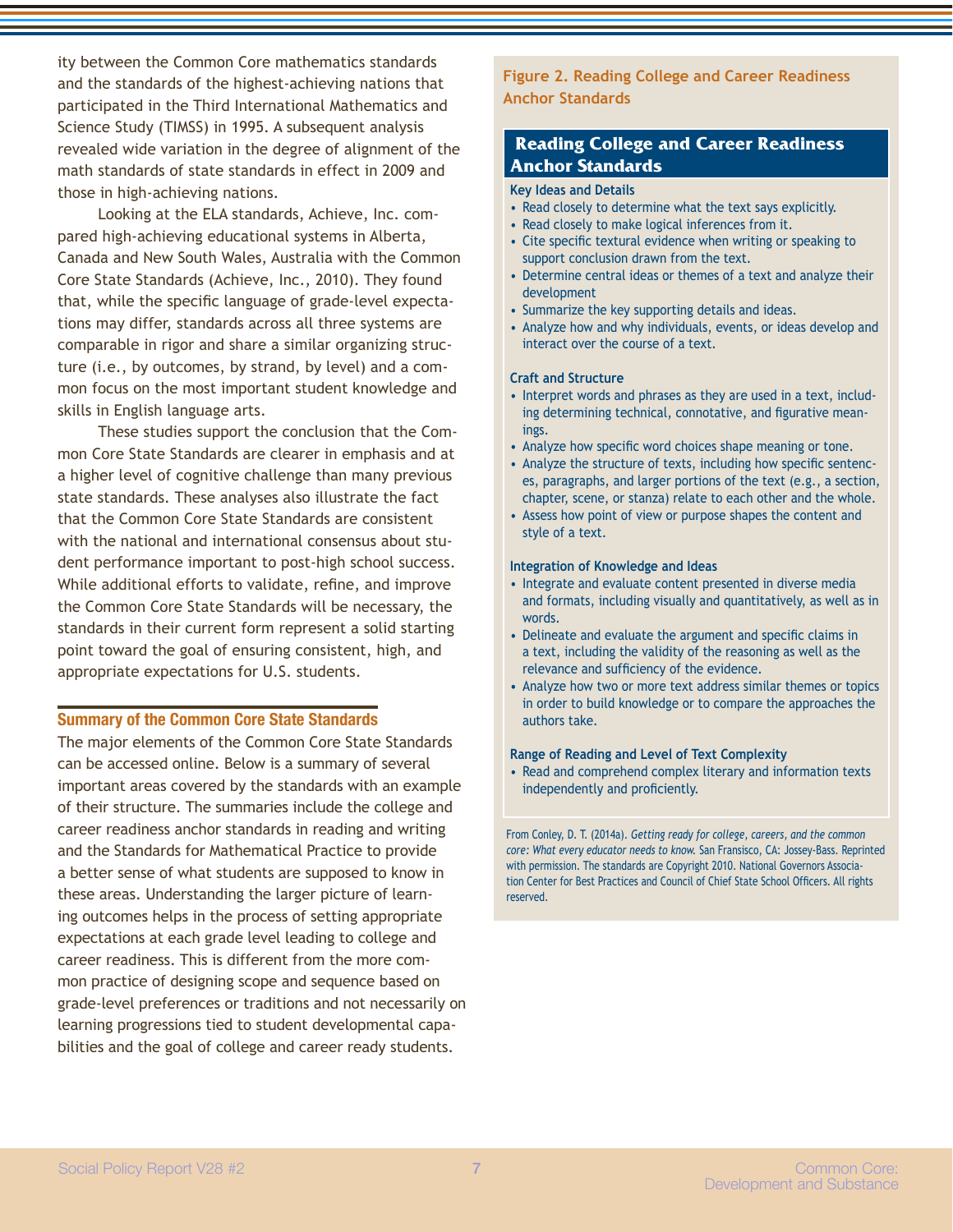ity between the Common Core mathematics standards and the standards of the highest-achieving nations that participated in the Third International Mathematics and Science Study (TIMSS) in 1995. A subsequent analysis revealed wide variation in the degree of alignment of the math standards of state standards in effect in 2009 and those in high-achieving nations.

Looking at the ELA standards, Achieve, Inc. compared high-achieving educational systems in Alberta, Canada and New South Wales, Australia with the Common Core State Standards (Achieve, Inc., 2010). They found that, while the specific language of grade-level expectations may differ, standards across all three systems are comparable in rigor and share a similar organizing structure (i.e., by outcomes, by strand, by level) and a common focus on the most important student knowledge and skills in English language arts.

These studies support the conclusion that the Common Core State Standards are clearer in emphasis and at a higher level of cognitive challenge than many previous state standards. These analyses also illustrate the fact that the Common Core State Standards are consistent with the national and international consensus about student performance important to post-high school success. While additional efforts to validate, refine, and improve the Common Core State Standards will be necessary, the standards in their current form represent a solid starting point toward the goal of ensuring consistent, high, and appropriate expectations for U.S. students.

## Summary of the Common Core State Standards

The major elements of the Common Core State Standards can be accessed online. Below is a summary of several important areas covered by the standards with an example of their structure. The summaries include the college and career readiness anchor standards in reading and writing and the Standards for Mathematical Practice to provide a better sense of what students are supposed to know in these areas. Understanding the larger picture of learning outcomes helps in the process of setting appropriate expectations at each grade level leading to college and career readiness. This is different from the more common practice of designing scope and sequence based on grade-level preferences or traditions and not necessarily on learning progressions tied to student developmental capabilities and the goal of college and career ready students.

**Figure 2. Reading College and Career Readiness Anchor Standards**

### Reading College and Career Readiness Anchor Standards

**Key Ideas and Details**

- Read closely to determine what the text says explicitly.
- Read closely to make logical inferences from it.
- Cite specific textural evidence when writing or speaking to support conclusion drawn from the text.
- Determine central ideas or themes of a text and analyze their development
- Summarize the key supporting details and ideas.
- Analyze how and why individuals, events, or ideas develop and interact over the course of a text.

**Craft and Structure**

- Interpret words and phrases as they are used in a text, including determining technical, connotative, and figurative meanings.
- Analyze how specific word choices shape meaning or tone.
- Analyze the structure of texts, including how specific sentences, paragraphs, and larger portions of the text (e.g., a section, chapter, scene, or stanza) relate to each other and the whole.
- Assess how point of view or purpose shapes the content and style of a text.

**Integration of Knowledge and Ideas**

- Integrate and evaluate content presented in diverse media and formats, including visually and quantitatively, as well as in words.
- Delineate and evaluate the argument and specific claims in a text, including the validity of the reasoning as well as the relevance and sufficiency of the evidence.
- Analyze how two or more text address similar themes or topics in order to build knowledge or to compare the approaches the authors take.

**Range of Reading and Level of Text Complexity**

- Read and comprehend complex literary and information texts independently and proficiently.

From Conley, D. T. (2014a). *Getting ready for college, careers, and the common core: What every educator needs to know.* San Fransisco, CA: Jossey-Bass. Reprinted with permission. The standards are Copyright 2010. National Governors Association Center for Best Practices and Council of Chief State School Officers. All rights reserved.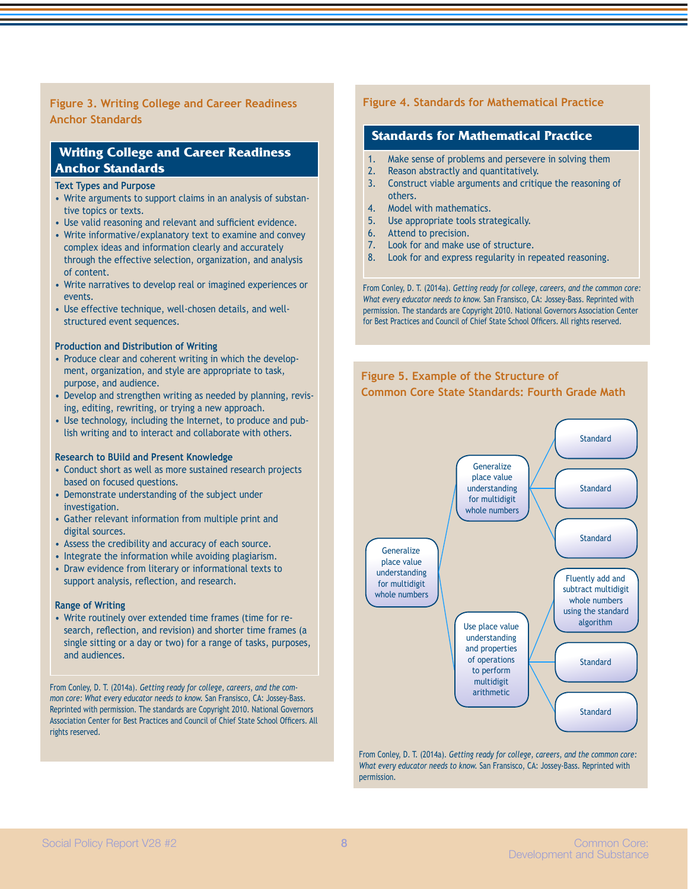**Figure 3. Writing College and Career Readiness Anchor Standards**

## Writing College and Career Readiness Anchor Standards

**Text Types and Purpose**

- Write arguments to support claims in an analysis of substantive topics or texts.
- Use valid reasoning and relevant and sufficient evidence.
- Write informative/explanatory text to examine and convey complex ideas and information clearly and accurately through the effective selection, organization, and analysis of content.
- Write narratives to develop real or imagined experiences or events.
- Use effective technique, well-chosen details, and well-structured event sequences.

**Production and Distribution of Writing**

- Produce clear and coherent writing in which the development, organization, and style are appropriate to task, purpose, and audience.
- Develop and strengthen writing as needed by planning, revising, editing, rewriting, or trying a new approach.
- Use technology, including the Internet, to produce and publish writing and to interact and collaborate with others.

**Research to BUild and Present Knowledge**

- Conduct short as well as more sustained research projects based on focused questions.
- Demonstrate understanding of the subject under investigation.
- Gather relevant information from multiple print and digital sources.
- Assess the credibility and accuracy of each source.
- Integrate the information while avoiding plagiarism.
- Draw evidence from literary or informational texts to support analysis, reflection, and research.

**Range of Writing**

- Write routinely over extended time frames (time for research, reflection, and revision) and shorter time frames (a single sitting or a day or two) for a range of tasks, purposes, and audiences.

From Conley, D. T. (2014a). *Getting ready for college, careers, and the common core: What every educator needs to know.* San Fransisco, CA: Jossey-Bass. Reprinted with permission. The standards are Copyright 2010. National Governors Association Center for Best Practices and Council of Chief State School Officers. All rights reserved.

**Figure 4. Standards for Mathematical Practice**

## Standards for Mathematical Practice

1. Make sense of problems and persevere in solving them
2. Reason abstractly and quantitatively.
3. Construct viable arguments and critique the reasoning of others.
4. Model with mathematics.
5. Use appropriate tools strategically.
6. Attend to precision.
7. Look for and make use of structure.
8. Look for and express regularity in repeated reasoning.

From Conley, D. T. (2014a). *Getting ready for college, careers, and the common core: What every educator needs to know.* San Fransisco, CA: Jossey-Bass. Reprinted with permission. The standards are Copyright 2010. National Governors Association Center for Best Practices and Council of Chief State School Officers. All rights reserved.

**Figure 5. Example of the Structure of Common Core State Standards: Fourth Grade Math**

- Generalize place value understanding for multidigit whole numbers
  - Generalize place value understanding for multidigit whole numbers
    - Standard
    - Standard
    - Standard
  - Use place value understanding and properties of operations to perform multidigit arithmetic
    - Fluently add and subtract multidigit whole numbers using the standard algorithm
    - Standard
    - Standard

From Conley, D. T. (2014a). *Getting ready for college, careers, and the common core: What every educator needs to know.* San Fransisco, CA: Jossey-Bass. Reprinted with permission.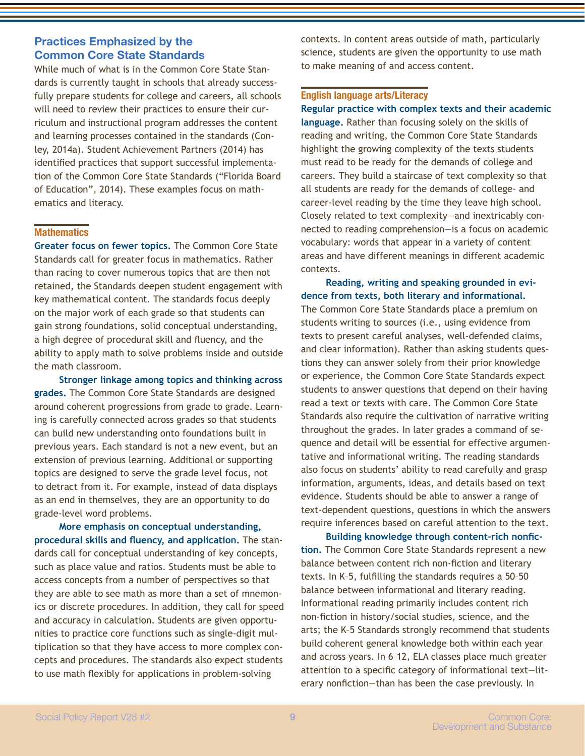## Practices Emphasized by the Common Core State Standards

While much of what is in the Common Core State Standards is currently taught in schools that already successfully prepare students for college and careers, all schools will need to review their practices to ensure their curriculum and instructional program addresses the content and learning processes contained in the standards (Conley, 2014a). Student Achievement Partners (2014) has identified practices that support successful implementation of the Common Core State Standards ("Florida Board of Education", 2014). These examples focus on mathematics and literacy.

### Mathematics

**Greater focus on fewer topics.** The Common Core State Standards call for greater focus in mathematics. Rather than racing to cover numerous topics that are then not retained, the Standards deepen student engagement with key mathematical content. The standards focus deeply on the major work of each grade so that students can gain strong foundations, solid conceptual understanding, a high degree of procedural skill and fluency, and the ability to apply math to solve problems inside and outside the math classroom.

**Stronger linkage among topics and thinking across grades.** The Common Core State Standards are designed around coherent progressions from grade to grade. Learning is carefully connected across grades so that students can build new understanding onto foundations built in previous years. Each standard is not a new event, but an extension of previous learning. Additional or supporting topics are designed to serve the grade level focus, not to detract from it. For example, instead of data displays as an end in themselves, they are an opportunity to do grade-level word problems.

**More emphasis on conceptual understanding, procedural skills and fluency, and application.** The standards call for conceptual understanding of key concepts, such as place value and ratios. Students must be able to access concepts from a number of perspectives so that they are able to see math as more than a set of mnemonics or discrete procedures. In addition, they call for speed and accuracy in calculation. Students are given opportunities to practice core functions such as single-digit multiplication so that they have access to more complex concepts and procedures. The standards also expect students to use math flexibly for applications in problem-solving contexts. In content areas outside of math, particularly science, students are given the opportunity to use math to make meaning of and access content.

### English language arts/Literacy

**Regular practice with complex texts and their academic language.** Rather than focusing solely on the skills of reading and writing, the Common Core State Standards highlight the growing complexity of the texts students must read to be ready for the demands of college and careers. They build a staircase of text complexity so that all students are ready for the demands of college- and career-level reading by the time they leave high school. Closely related to text complexity—and inextricably connected to reading comprehension—is a focus on academic vocabulary: words that appear in a variety of content areas and have different meanings in different academic contexts.

**Reading, writing and speaking grounded in evidence from texts, both literary and informational.** The Common Core State Standards place a premium on students writing to sources (i.e., using evidence from texts to present careful analyses, well-defended claims, and clear information). Rather than asking students questions they can answer solely from their prior knowledge or experience, the Common Core State Standards expect students to answer questions that depend on their having read a text or texts with care. The Common Core State Standards also require the cultivation of narrative writing throughout the grades. In later grades a command of sequence and detail will be essential for effective argumentative and informational writing. The reading standards also focus on students' ability to read carefully and grasp information, arguments, ideas, and details based on text evidence. Students should be able to answer a range of text-dependent questions, questions in which the answers require inferences based on careful attention to the text.

**Building knowledge through content-rich nonfiction.** The Common Core State Standards represent a new balance between content rich non-fiction and literary texts. In K–5, fulfilling the standards requires a 50–50 balance between informational and literary reading. Informational reading primarily includes content rich non-fiction in history/social studies, science, and the arts; the K–5 Standards strongly recommend that students build coherent general knowledge both within each year and across years. In 6–12, ELA classes place much greater attention to a specific category of informational text—literary nonfiction—than has been the case previously. In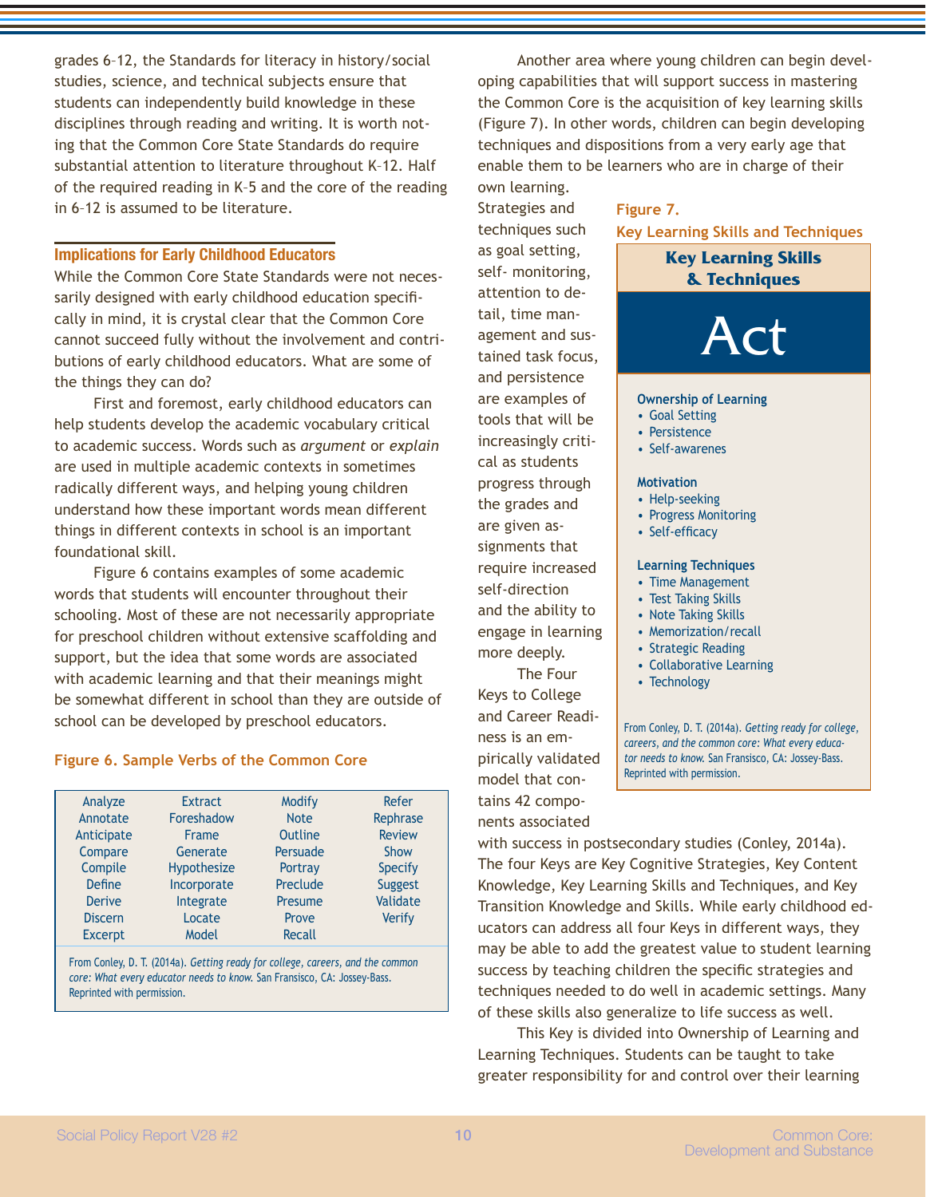grades 6–12, the Standards for literacy in history/social studies, science, and technical subjects ensure that students can independently build knowledge in these disciplines through reading and writing. It is worth noting that the Common Core State Standards do require substantial attention to literature throughout K–12. Half of the required reading in K–5 and the core of the reading in 6–12 is assumed to be literature.

## Implications for Early Childhood Educators

While the Common Core State Standards were not necessarily designed with early childhood education specifically in mind, it is crystal clear that the Common Core cannot succeed fully without the involvement and contributions of early childhood educators. What are some of the things they can do?

First and foremost, early childhood educators can help students develop the academic vocabulary critical to academic success. Words such as *argument* or *explain* are used in multiple academic contexts in sometimes radically different ways, and helping young children understand how these important words mean different things in different contexts in school is an important foundational skill.

Figure 6 contains examples of some academic words that students will encounter throughout their schooling. Most of these are not necessarily appropriate for preschool children without extensive scaffolding and support, but the idea that some words are associated with academic learning and that their meanings might be somewhat different in school than they are outside of school can be developed by preschool educators.

**Figure 6. Sample Verbs of the Common Core**

| | | | |
|---|---|---|---|
| Analyze | Extract | Modify | Refer |
| Annotate | Foreshadow | Note | Rephrase |
| Anticipate | Frame | Outline | Review |
| Compare | Generate | Persuade | Show |
| Compile | Hypothesize | Portray | Specify |
| Define | Incorporate | Preclude | Suggest |
| Derive | Integrate | Presume | Validate |
| Discern | Locate | Prove | Verify |
| Excerpt | Model | Recall | |

From Conley, D. T. (2014a). *Getting ready for college, careers, and the common core: What every educator needs to know.* San Fransisco, CA: Jossey-Bass. Reprinted with permission.

Another area where young children can begin developing capabilities that will support success in mastering the Common Core is the acquisition of key learning skills (Figure 7). In other words, children can begin developing techniques and dispositions from a very early age that enable them to be learners who are in charge of their own learning. Strategies and techniques such as goal setting, self- monitoring, attention to detail, time management and sustained task focus, and persistence are examples of tools that will be increasingly critical as students progress through the grades and are given assignments that require increased self-direction and the ability to engage in learning more deeply.

**Figure 7.**
**Key Learning Skills and Techniques**

**Key Learning Skills & Techniques**

**Act**

**Ownership of Learning**
- Goal Setting
- Persistence
- Self-awarenes

**Motivation**
- Help-seeking
- Progress Monitoring
- Self-efficacy

**Learning Techniques**
- Time Management
- Test Taking Skills
- Note Taking Skills
- Memorization/recall
- Strategic Reading
- Collaborative Learning
- Technology

From Conley, D. T. (2014a). *Getting ready for college, careers, and the common core: What every educator needs to know.* San Fransisco, CA: Jossey-Bass. Reprinted with permission.

The Four Keys to College and Career Readiness is an empirically validated model that contains 42 components associated with success in postsecondary studies (Conley, 2014a). The four Keys are Key Cognitive Strategies, Key Content Knowledge, Key Learning Skills and Techniques, and Key Transition Knowledge and Skills. While early childhood educators can address all four Keys in different ways, they may be able to add the greatest value to student learning success by teaching children the specific strategies and techniques needed to do well in academic settings. Many of these skills also generalize to life success as well.

This Key is divided into Ownership of Learning and Learning Techniques. Students can be taught to take greater responsibility for and control over their learning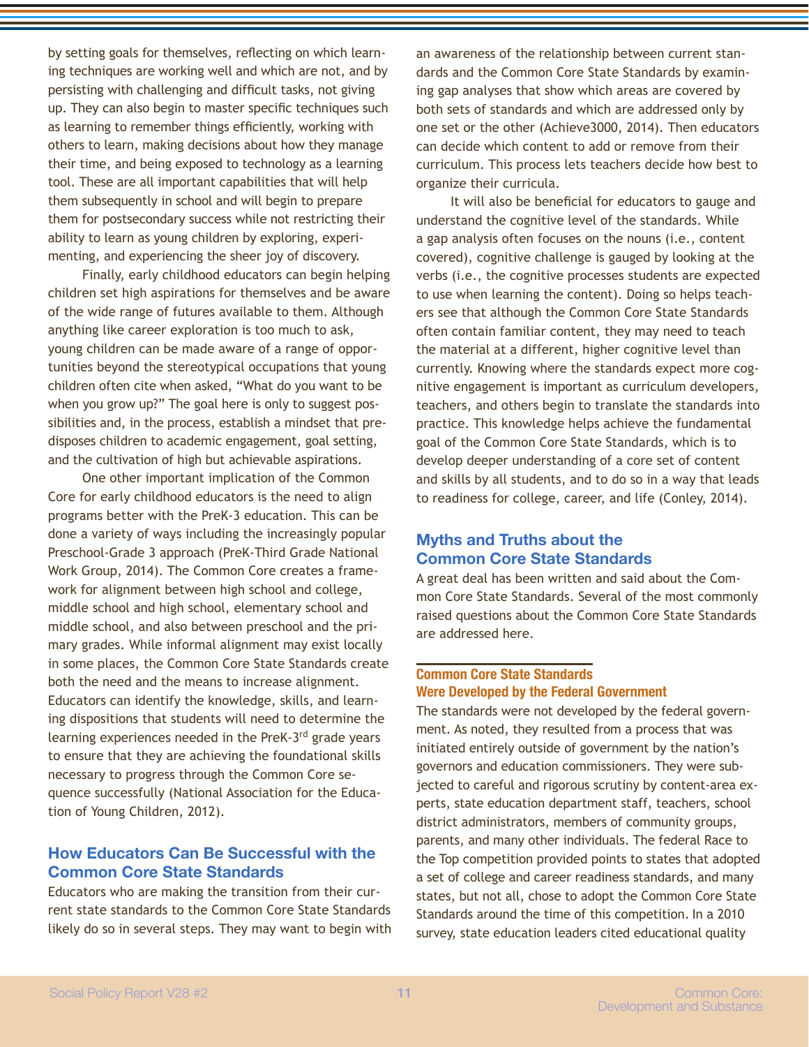by setting goals for themselves, reflecting on which learning techniques are working well and which are not, and by persisting with challenging and difficult tasks, not giving up. They can also begin to master specific techniques such as learning to remember things efficiently, working with others to learn, making decisions about how they manage their time, and being exposed to technology as a learning tool. These are all important capabilities that will help them subsequently in school and will begin to prepare them for postsecondary success while not restricting their ability to learn as young children by exploring, experimenting, and experiencing the sheer joy of discovery.

Finally, early childhood educators can begin helping children set high aspirations for themselves and be aware of the wide range of futures available to them. Although anything like career exploration is too much to ask, young children can be made aware of a range of opportunities beyond the stereotypical occupations that young children often cite when asked, "What do you want to be when you grow up?" The goal here is only to suggest possibilities and, in the process, establish a mindset that predisposes children to academic engagement, goal setting, and the cultivation of high but achievable aspirations.

One other important implication of the Common Core for early childhood educators is the need to align programs better with the PreK-3 education. This can be done a variety of ways including the increasingly popular Preschool-Grade 3 approach (PreK-Third Grade National Work Group, 2014). The Common Core creates a framework for alignment between high school and college, middle school and high school, elementary school and middle school, and also between preschool and the primary grades. While informal alignment may exist locally in some places, the Common Core State Standards create both the need and the means to increase alignment. Educators can identify the knowledge, skills, and learning dispositions that students will need to determine the learning experiences needed in the PreK-3rd grade years to ensure that they are achieving the foundational skills necessary to progress through the Common Core sequence successfully (National Association for the Education of Young Children, 2012).

## How Educators Can Be Successful with the Common Core State Standards

Educators who are making the transition from their current state standards to the Common Core State Standards likely do so in several steps. They may want to begin with an awareness of the relationship between current standards and the Common Core State Standards by examining gap analyses that show which areas are covered by both sets of standards and which are addressed only by one set or the other (Achieve3000, 2014). Then educators can decide which content to add or remove from their curriculum. This process lets teachers decide how best to organize their curricula.

It will also be beneficial for educators to gauge and understand the cognitive level of the standards. While a gap analysis often focuses on the nouns (i.e., content covered), cognitive challenge is gauged by looking at the verbs (i.e., the cognitive processes students are expected to use when learning the content). Doing so helps teachers see that although the Common Core State Standards often contain familiar content, they may need to teach the material at a different, higher cognitive level than currently. Knowing where the standards expect more cognitive engagement is important as curriculum developers, teachers, and others begin to translate the standards into practice. This knowledge helps achieve the fundamental goal of the Common Core State Standards, which is to develop deeper understanding of a core set of content and skills by all students, and to do so in a way that leads to readiness for college, career, and life (Conley, 2014).

## Myths and Truths about the Common Core State Standards

A great deal has been written and said about the Common Core State Standards. Several of the most commonly raised questions about the Common Core State Standards are addressed here.

### Common Core State Standards Were Developed by the Federal Government

The standards were not developed by the federal government. As noted, they resulted from a process that was initiated entirely outside of government by the nation's governors and education commissioners. They were subjected to careful and rigorous scrutiny by content-area experts, state education department staff, teachers, school district administrators, members of community groups, parents, and many other individuals. The federal Race to the Top competition provided points to states that adopted a set of college and career readiness standards, and many states, but not all, chose to adopt the Common Core State Standards around the time of this competition. In a 2010 survey, state education leaders cited educational quality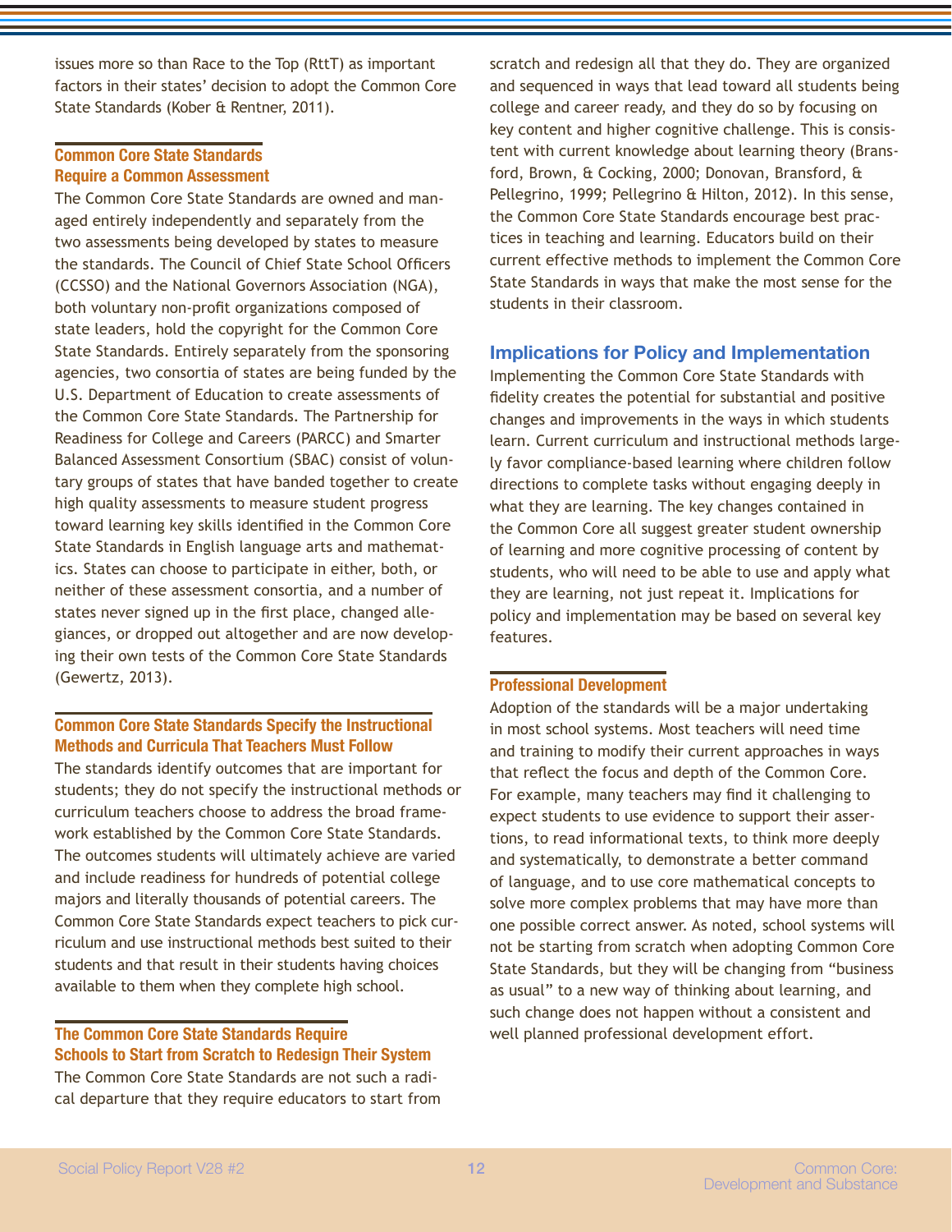issues more so than Race to the Top (RttT) as important factors in their states' decision to adopt the Common Core State Standards (Kober & Rentner, 2011).

### Common Core State Standards Require a Common Assessment

The Common Core State Standards are owned and managed entirely independently and separately from the two assessments being developed by states to measure the standards. The Council of Chief State School Officers (CCSSO) and the National Governors Association (NGA), both voluntary non-profit organizations composed of state leaders, hold the copyright for the Common Core State Standards. Entirely separately from the sponsoring agencies, two consortia of states are being funded by the U.S. Department of Education to create assessments of the Common Core State Standards. The Partnership for Readiness for College and Careers (PARCC) and Smarter Balanced Assessment Consortium (SBAC) consist of voluntary groups of states that have banded together to create high quality assessments to measure student progress toward learning key skills identified in the Common Core State Standards in English language arts and mathematics. States can choose to participate in either, both, or neither of these assessment consortia, and a number of states never signed up in the first place, changed allegiances, or dropped out altogether and are now developing their own tests of the Common Core State Standards (Gewertz, 2013).

### Common Core State Standards Specify the Instructional Methods and Curricula That Teachers Must Follow

The standards identify outcomes that are important for students; they do not specify the instructional methods or curriculum teachers choose to address the broad framework established by the Common Core State Standards. The outcomes students will ultimately achieve are varied and include readiness for hundreds of potential college majors and literally thousands of potential careers. The Common Core State Standards expect teachers to pick curriculum and use instructional methods best suited to their students and that result in their students having choices available to them when they complete high school.

### The Common Core State Standards Require Schools to Start from Scratch to Redesign Their System

The Common Core State Standards are not such a radical departure that they require educators to start from scratch and redesign all that they do. They are organized and sequenced in ways that lead toward all students being college and career ready, and they do so by focusing on key content and higher cognitive challenge. This is consistent with current knowledge about learning theory (Bransford, Brown, & Cocking, 2000; Donovan, Bransford, & Pellegrino, 1999; Pellegrino & Hilton, 2012). In this sense, the Common Core State Standards encourage best practices in teaching and learning. Educators build on their current effective methods to implement the Common Core State Standards in ways that make the most sense for the students in their classroom.

## Implications for Policy and Implementation

Implementing the Common Core State Standards with fidelity creates the potential for substantial and positive changes and improvements in the ways in which students learn. Current curriculum and instructional methods largely favor compliance-based learning where children follow directions to complete tasks without engaging deeply in what they are learning. The key changes contained in the Common Core all suggest greater student ownership of learning and more cognitive processing of content by students, who will need to be able to use and apply what they are learning, not just repeat it. Implications for policy and implementation may be based on several key features.

### Professional Development

Adoption of the standards will be a major undertaking in most school systems. Most teachers will need time and training to modify their current approaches in ways that reflect the focus and depth of the Common Core. For example, many teachers may find it challenging to expect students to use evidence to support their assertions, to read informational texts, to think more deeply and systematically, to demonstrate a better command of language, and to use core mathematical concepts to solve more complex problems that may have more than one possible correct answer. As noted, school systems will not be starting from scratch when adopting Common Core State Standards, but they will be changing from "business as usual" to a new way of thinking about learning, and such change does not happen without a consistent and well planned professional development effort.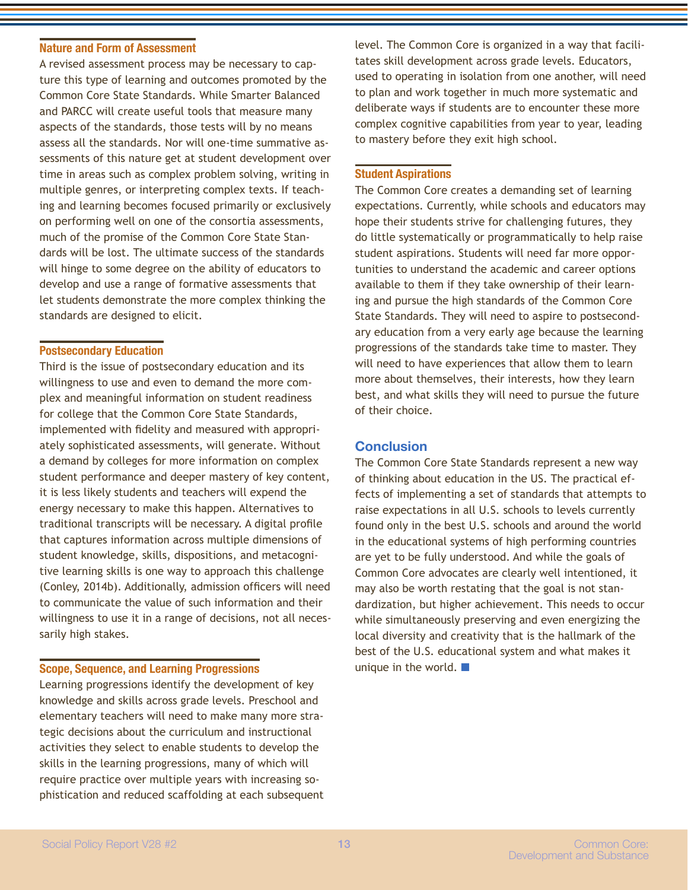### Nature and Form of Assessment

A revised assessment process may be necessary to capture this type of learning and outcomes promoted by the Common Core State Standards. While Smarter Balanced and PARCC will create useful tools that measure many aspects of the standards, those tests will by no means assess all the standards. Nor will one-time summative assessments of this nature get at student development over time in areas such as complex problem solving, writing in multiple genres, or interpreting complex texts. If teaching and learning becomes focused primarily or exclusively on performing well on one of the consortia assessments, much of the promise of the Common Core State Standards will be lost. The ultimate success of the standards will hinge to some degree on the ability of educators to develop and use a range of formative assessments that let students demonstrate the more complex thinking the standards are designed to elicit.

### Postsecondary Education

Third is the issue of postsecondary education and its willingness to use and even to demand the more complex and meaningful information on student readiness for college that the Common Core State Standards, implemented with fidelity and measured with appropriately sophisticated assessments, will generate. Without a demand by colleges for more information on complex student performance and deeper mastery of key content, it is less likely students and teachers will expend the energy necessary to make this happen. Alternatives to traditional transcripts will be necessary. A digital profile that captures information across multiple dimensions of student knowledge, skills, dispositions, and metacognitive learning skills is one way to approach this challenge (Conley, 2014b). Additionally, admission officers will need to communicate the value of such information and their willingness to use it in a range of decisions, not all necessarily high stakes.

### Scope, Sequence, and Learning Progressions

Learning progressions identify the development of key knowledge and skills across grade levels. Preschool and elementary teachers will need to make many more strategic decisions about the curriculum and instructional activities they select to enable students to develop the skills in the learning progressions, many of which will require practice over multiple years with increasing sophistication and reduced scaffolding at each subsequent level. The Common Core is organized in a way that facilitates skill development across grade levels. Educators, used to operating in isolation from one another, will need to plan and work together in much more systematic and deliberate ways if students are to encounter these more complex cognitive capabilities from year to year, leading to mastery before they exit high school.

### Student Aspirations

The Common Core creates a demanding set of learning expectations. Currently, while schools and educators may hope their students strive for challenging futures, they do little systematically or programmatically to help raise student aspirations. Students will need far more opportunities to understand the academic and career options available to them if they take ownership of their learning and pursue the high standards of the Common Core State Standards. They will need to aspire to postsecondary education from a very early age because the learning progressions of the standards take time to master. They will need to have experiences that allow them to learn more about themselves, their interests, how they learn best, and what skills they will need to pursue the future of their choice.

## Conclusion

The Common Core State Standards represent a new way of thinking about education in the US. The practical effects of implementing a set of standards that attempts to raise expectations in all U.S. schools to levels currently found only in the best U.S. schools and around the world in the educational systems of high performing countries are yet to be fully understood. And while the goals of Common Core advocates are clearly well intentioned, it may also be worth restating that the goal is not standardization, but higher achievement. This needs to occur while simultaneously preserving and even energizing the local diversity and creativity that is the hallmark of the best of the U.S. educational system and what makes it unique in the world.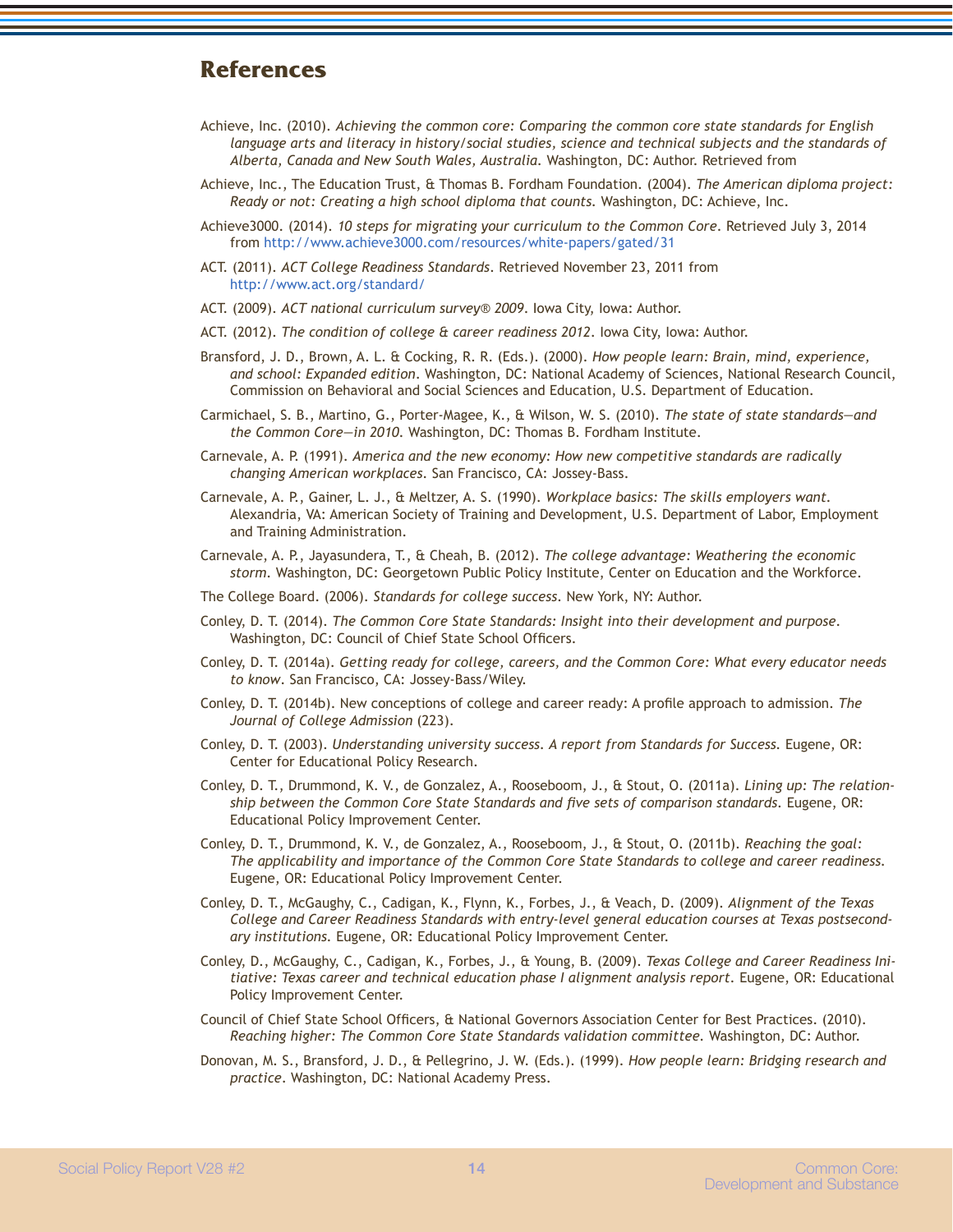## References

Achieve, Inc. (2010). *Achieving the common core: Comparing the common core state standards for English language arts and literacy in history/social studies, science and technical subjects and the standards of Alberta, Canada and New South Wales, Australia.* Washington, DC: Author. Retrieved from

Achieve, Inc., The Education Trust, & Thomas B. Fordham Foundation. (2004). *The American diploma project: Ready or not: Creating a high school diploma that counts.* Washington, DC: Achieve, Inc.

Achieve3000. (2014). *10 steps for migrating your curriculum to the Common Core*. Retrieved July 3, 2014 from http://www.achieve3000.com/resources/white-papers/gated/31

ACT. (2011). *ACT College Readiness Standards*. Retrieved November 23, 2011 from http://www.act.org/standard/

ACT. (2009). *ACT national curriculum survey® 2009*. Iowa City, Iowa: Author.

ACT. (2012). *The condition of college & career readiness 2012*. Iowa City, Iowa: Author.

Bransford, J. D., Brown, A. L. & Cocking, R. R. (Eds.). (2000). *How people learn: Brain, mind, experience, and school: Expanded edition*. Washington, DC: National Academy of Sciences, National Research Council, Commission on Behavioral and Social Sciences and Education, U.S. Department of Education.

Carmichael, S. B., Martino, G., Porter-Magee, K., & Wilson, W. S. (2010). *The state of state standards—and the Common Core—in 2010*. Washington, DC: Thomas B. Fordham Institute.

Carnevale, A. P. (1991). *America and the new economy: How new competitive standards are radically changing American workplaces*. San Francisco, CA: Jossey-Bass.

Carnevale, A. P., Gainer, L. J., & Meltzer, A. S. (1990). *Workplace basics: The skills employers want*. Alexandria, VA: American Society of Training and Development, U.S. Department of Labor, Employment and Training Administration.

Carnevale, A. P., Jayasundera, T., & Cheah, B. (2012). *The college advantage: Weathering the economic storm*. Washington, DC: Georgetown Public Policy Institute, Center on Education and the Workforce.

The College Board. (2006). *Standards for college success*. New York, NY: Author.

Conley, D. T. (2014). *The Common Core State Standards: Insight into their development and purpose*. Washington, DC: Council of Chief State School Officers.

Conley, D. T. (2014a). *Getting ready for college, careers, and the Common Core: What every educator needs to know*. San Francisco, CA: Jossey-Bass/Wiley.

Conley, D. T. (2014b). New conceptions of college and career ready: A profile approach to admission. *The Journal of College Admission* (223).

Conley, D. T. (2003). *Understanding university success. A report from Standards for Success.* Eugene, OR: Center for Educational Policy Research.

Conley, D. T., Drummond, K. V., de Gonzalez, A., Rooseboom, J., & Stout, O. (2011a). *Lining up: The relationship between the Common Core State Standards and five sets of comparison standards.* Eugene, OR: Educational Policy Improvement Center.

Conley, D. T., Drummond, K. V., de Gonzalez, A., Rooseboom, J., & Stout, O. (2011b). *Reaching the goal: The applicability and importance of the Common Core State Standards to college and career readiness.* Eugene, OR: Educational Policy Improvement Center.

Conley, D. T., McGaughy, C., Cadigan, K., Flynn, K., Forbes, J., & Veach, D. (2009). *Alignment of the Texas College and Career Readiness Standards with entry-level general education courses at Texas postsecondary institutions.* Eugene, OR: Educational Policy Improvement Center.

Conley, D., McGaughy, C., Cadigan, K., Forbes, J., & Young, B. (2009). *Texas College and Career Readiness Initiative: Texas career and technical education phase I alignment analysis report*. Eugene, OR: Educational Policy Improvement Center.

Council of Chief State School Officers, & National Governors Association Center for Best Practices. (2010). *Reaching higher: The Common Core State Standards validation committee.* Washington, DC: Author.

Donovan, M. S., Bransford, J. D., & Pellegrino, J. W. (Eds.). (1999). *How people learn: Bridging research and practice*. Washington, DC: National Academy Press.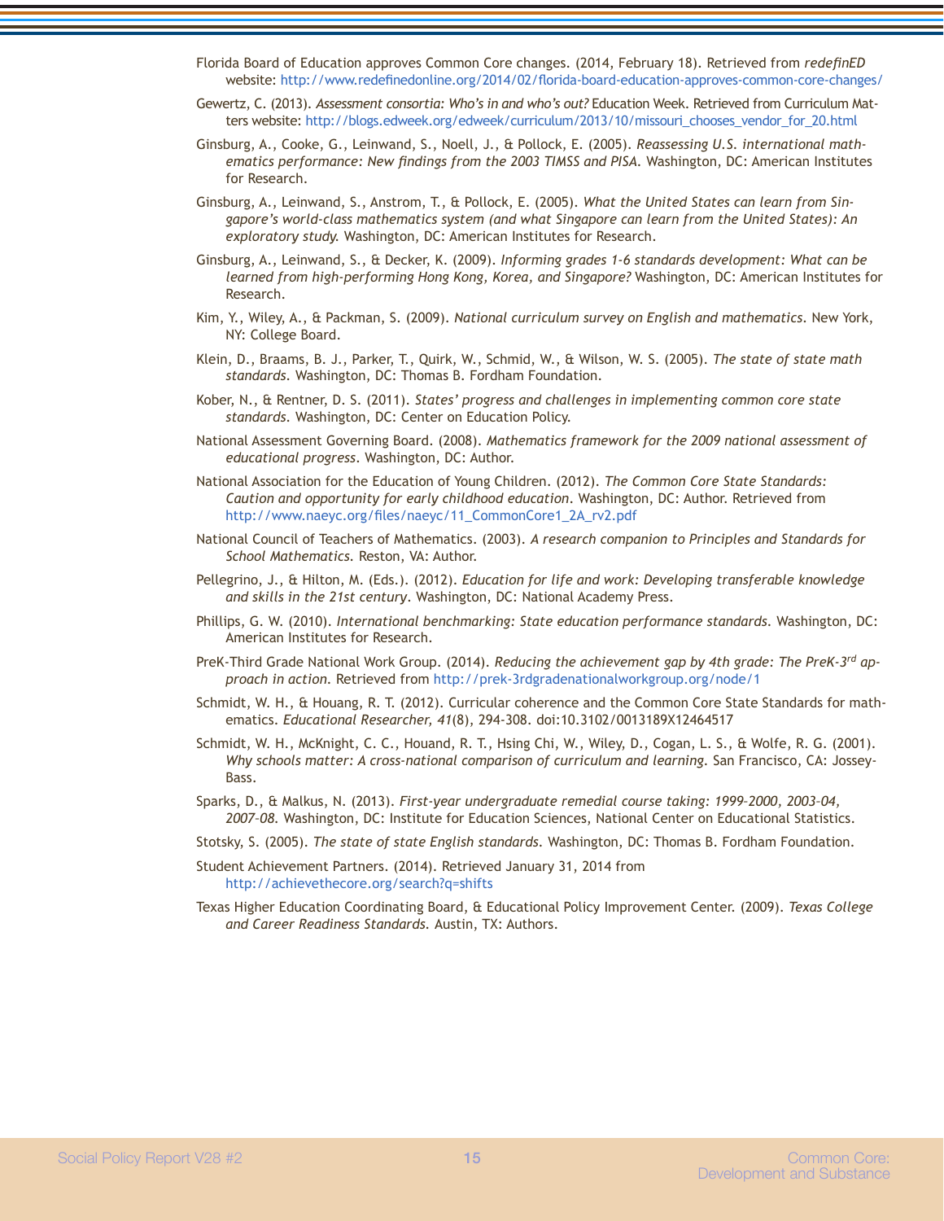Florida Board of Education approves Common Core changes. (2014, February 18). Retrieved from *redefinED* website: http://www.redefinedonline.org/2014/02/florida-board-education-approves-common-core-changes/

Gewertz, C. (2013). *Assessment consortia: Who's in and who's out?* Education Week. Retrieved from Curriculum Matters website: http://blogs.edweek.org/edweek/curriculum/2013/10/missouri_chooses_vendor_for_20.html

Ginsburg, A., Cooke, G., Leinwand, S., Noell, J., & Pollock, E. (2005). *Reassessing U.S. international mathematics performance: New findings from the 2003 TIMSS and PISA*. Washington, DC: American Institutes for Research.

Ginsburg, A., Leinwand, S., Anstrom, T., & Pollock, E. (2005). *What the United States can learn from Singapore's world-class mathematics system (and what Singapore can learn from the United States): An exploratory study.* Washington, DC: American Institutes for Research.

Ginsburg, A., Leinwand, S., & Decker, K. (2009). *Informing grades 1-6 standards development: What can be learned from high-performing Hong Kong, Korea, and Singapore?* Washington, DC: American Institutes for Research.

Kim, Y., Wiley, A., & Packman, S. (2009). *National curriculum survey on English and mathematics*. New York, NY: College Board.

Klein, D., Braams, B. J., Parker, T., Quirk, W., Schmid, W., & Wilson, W. S. (2005). *The state of state math standards*. Washington, DC: Thomas B. Fordham Foundation.

Kober, N., & Rentner, D. S. (2011). *States' progress and challenges in implementing common core state standards*. Washington, DC: Center on Education Policy.

National Assessment Governing Board. (2008). *Mathematics framework for the 2009 national assessment of educational progress*. Washington, DC: Author.

National Association for the Education of Young Children. (2012). *The Common Core State Standards: Caution and opportunity for early childhood education*. Washington, DC: Author. Retrieved from http://www.naeyc.org/files/naeyc/11_CommonCore1_2A_rv2.pdf

National Council of Teachers of Mathematics. (2003). *A research companion to Principles and Standards for School Mathematics*. Reston, VA: Author.

Pellegrino, J., & Hilton, M. (Eds.). (2012). *Education for life and work: Developing transferable knowledge and skills in the 21st century*. Washington, DC: National Academy Press.

Phillips, G. W. (2010). *International benchmarking: State education performance standards*. Washington, DC: American Institutes for Research.

PreK-Third Grade National Work Group. (2014). *Reducing the achievement gap by 4th grade: The PreK-3rd approach in action*. Retrieved from http://prek-3rdgradenationalworkgroup.org/node/1

Schmidt, W. H., & Houang, R. T. (2012). Curricular coherence and the Common Core State Standards for mathematics. *Educational Researcher, 41*(8), 294-308. doi:10.3102/0013189X12464517

Schmidt, W. H., McKnight, C. C., Houand, R. T., Hsing Chi, W., Wiley, D., Cogan, L. S., & Wolfe, R. G. (2001). *Why schools matter: A cross-national comparison of curriculum and learning*. San Francisco, CA: Jossey-Bass.

Sparks, D., & Malkus, N. (2013). *First-year undergraduate remedial course taking: 1999-2000, 2003-04, 2007-08*. Washington, DC: Institute for Education Sciences, National Center on Educational Statistics.

Stotsky, S. (2005). *The state of state English standards*. Washington, DC: Thomas B. Fordham Foundation.

Student Achievement Partners. (2014). Retrieved January 31, 2014 from http://achievethecore.org/search?q=shifts

Texas Higher Education Coordinating Board, & Educational Policy Improvement Center. (2009). *Texas College and Career Readiness Standards*. Austin, TX: Authors.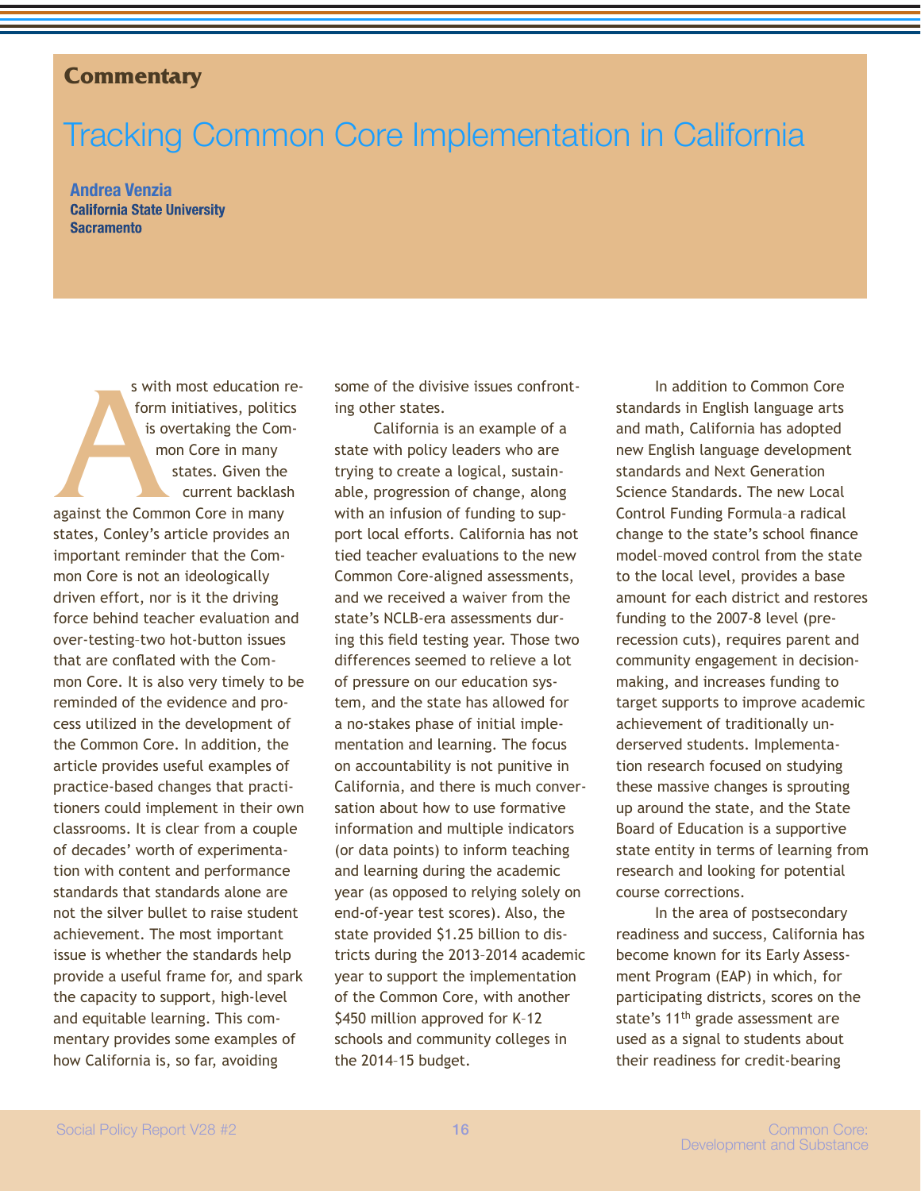**Commentary**

# Tracking Common Core Implementation in California

**Andrea Venzia**
**California State University Sacramento**

As with most education reform initiatives, politics is overtaking the Common Core in many states. Given the current backlash against the Common Core in many states, Conley's article provides an important reminder that the Common Core is not an ideologically driven effort, nor is it the driving force behind teacher evaluation and over-testing–two hot-button issues that are conflated with the Common Core. It is also very timely to be reminded of the evidence and process utilized in the development of the Common Core. In addition, the article provides useful examples of practice-based changes that practitioners could implement in their own classrooms. It is clear from a couple of decades' worth of experimentation with content and performance standards that standards alone are not the silver bullet to raise student achievement. The most important issue is whether the standards help provide a useful frame for, and spark the capacity to support, high-level and equitable learning. This commentary provides some examples of how California is, so far, avoiding some of the divisive issues confronting other states.

California is an example of a state with policy leaders who are trying to create a logical, sustainable, progression of change, along with an infusion of funding to support local efforts. California has not tied teacher evaluations to the new Common Core-aligned assessments, and we received a waiver from the state's NCLB-era assessments during this field testing year. Those two differences seemed to relieve a lot of pressure on our education system, and the state has allowed for a no-stakes phase of initial implementation and learning. The focus on accountability is not punitive in California, and there is much conversation about how to use formative information and multiple indicators (or data points) to inform teaching and learning during the academic year (as opposed to relying solely on end-of-year test scores). Also, the state provided $1.25 billion to districts during the 2013–2014 academic year to support the implementation of the Common Core, with another $450 million approved for K–12 schools and community colleges in the 2014–15 budget.

In addition to Common Core standards in English language arts and math, California has adopted new English language development standards and Next Generation Science Standards. The new Local Control Funding Formula–a radical change to the state's school finance model–moved control from the state to the local level, provides a base amount for each district and restores funding to the 2007-8 level (pre-recession cuts), requires parent and community engagement in decision-making, and increases funding to target supports to improve academic achievement of traditionally underserved students. Implementation research focused on studying these massive changes is sprouting up around the state, and the State Board of Education is a supportive state entity in terms of learning from research and looking for potential course corrections.

In the area of postsecondary readiness and success, California has become known for its Early Assessment Program (EAP) in which, for participating districts, scores on the state's 11th grade assessment are used as a signal to students about their readiness for credit-bearing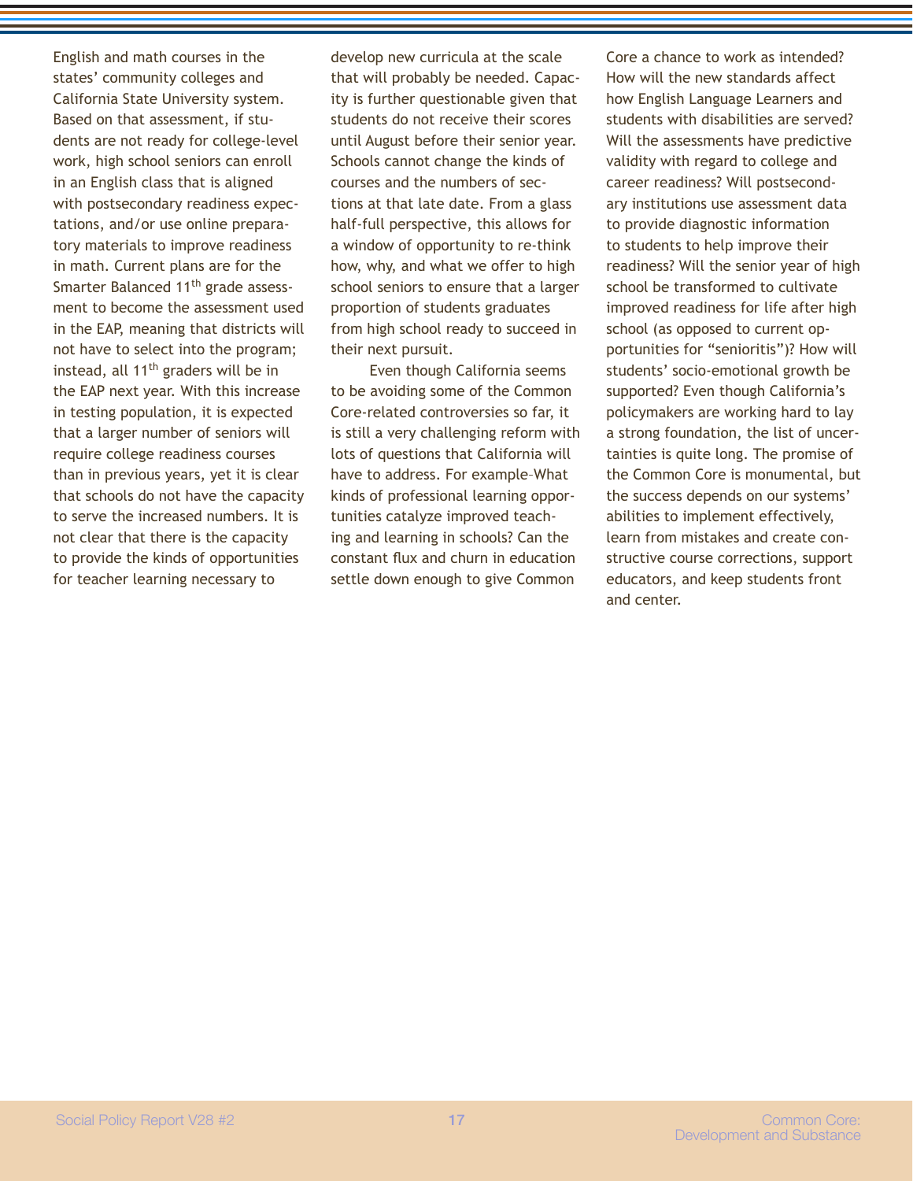English and math courses in the states' community colleges and California State University system. Based on that assessment, if students are not ready for college-level work, high school seniors can enroll in an English class that is aligned with postsecondary readiness expectations, and/or use online preparatory materials to improve readiness in math. Current plans are for the Smarter Balanced 11th grade assessment to become the assessment used in the EAP, meaning that districts will not have to select into the program; instead, all 11th graders will be in the EAP next year. With this increase in testing population, it is expected that a larger number of seniors will require college readiness courses than in previous years, yet it is clear that schools do not have the capacity to serve the increased numbers. It is not clear that there is the capacity to provide the kinds of opportunities for teacher learning necessary to develop new curricula at the scale that will probably be needed. Capacity is further questionable given that students do not receive their scores until August before their senior year. Schools cannot change the kinds of courses and the numbers of sections at that late date. From a glass half-full perspective, this allows for a window of opportunity to re-think how, why, and what we offer to high school seniors to ensure that a larger proportion of students graduates from high school ready to succeed in their next pursuit.

Even though California seems to be avoiding some of the Common Core-related controversies so far, it is still a very challenging reform with lots of questions that California will have to address. For example–What kinds of professional learning opportunities catalyze improved teaching and learning in schools? Can the constant flux and churn in education settle down enough to give Common Core a chance to work as intended? How will the new standards affect how English Language Learners and students with disabilities are served? Will the assessments have predictive validity with regard to college and career readiness? Will postsecondary institutions use assessment data to provide diagnostic information to students to help improve their readiness? Will the senior year of high school be transformed to cultivate improved readiness for life after high school (as opposed to current opportunities for "senioritis")? How will students' socio-emotional growth be supported? Even though California's policymakers are working hard to lay a strong foundation, the list of uncertainties is quite long. The promise of the Common Core is monumental, but the success depends on our systems' abilities to implement effectively, learn from mistakes and create constructive course corrections, support educators, and keep students front and center.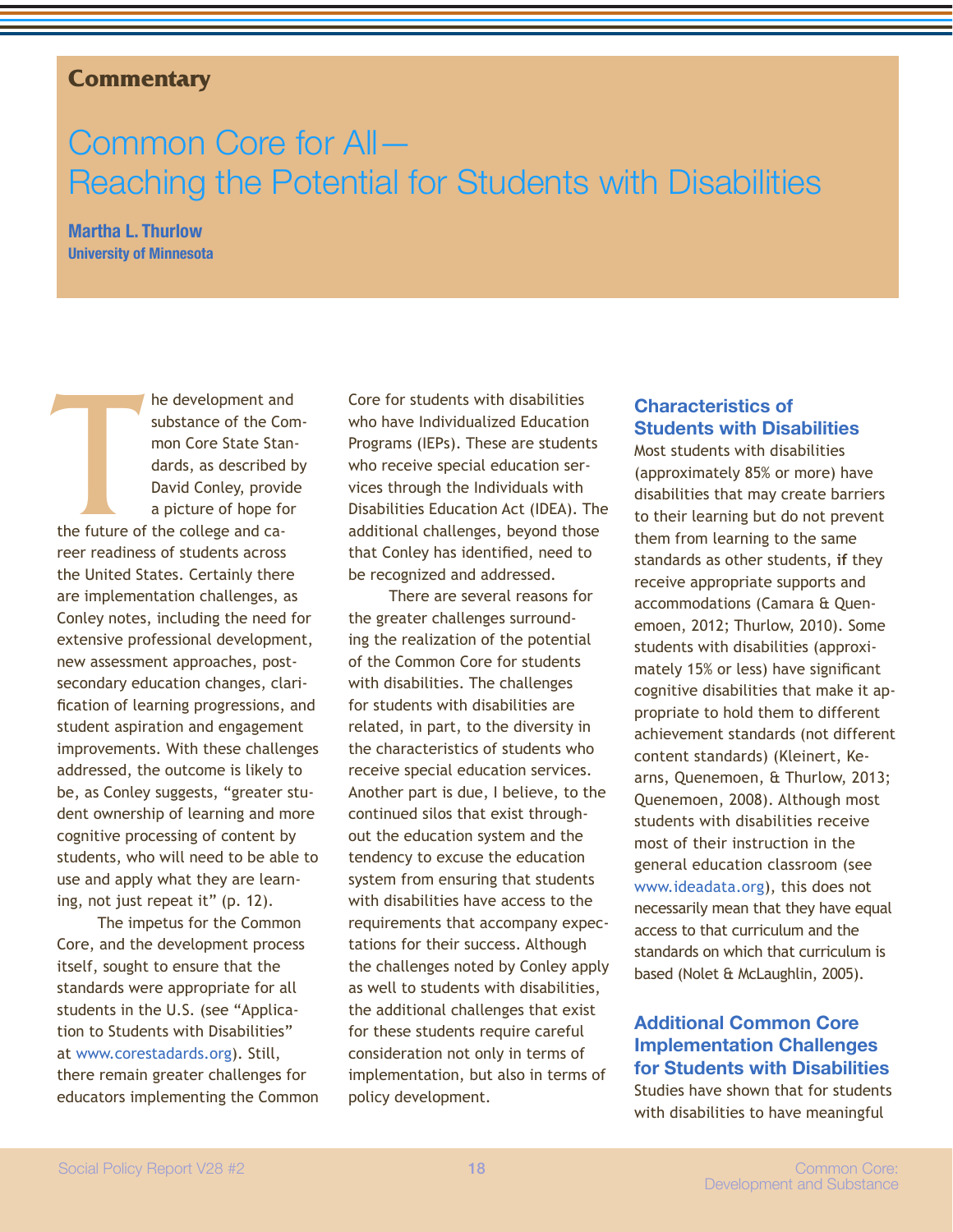**Commentary**

# Common Core for All— Reaching the Potential for Students with Disabilities

**Martha L. Thurlow**
**University of Minnesota**

The development and substance of the Common Core State Standards, as described by David Conley, provide a picture of hope for the future of the college and career readiness of students across the United States. Certainly there are implementation challenges, as Conley notes, including the need for extensive professional development, new assessment approaches, postsecondary education changes, clarification of learning progressions, and student aspiration and engagement improvements. With these challenges addressed, the outcome is likely to be, as Conley suggests, "greater student ownership of learning and more cognitive processing of content by students, who will need to be able to use and apply what they are learning, not just repeat it" (p. 12).

The impetus for the Common Core, and the development process itself, sought to ensure that the standards were appropriate for all students in the U.S. (see "Application to Students with Disabilities" at www.corestadards.org). Still, there remain greater challenges for educators implementing the Common Core for students with disabilities who have Individualized Education Programs (IEPs). These are students who receive special education services through the Individuals with Disabilities Education Act (IDEA). The additional challenges, beyond those that Conley has identified, need to be recognized and addressed.

There are several reasons for the greater challenges surrounding the realization of the potential of the Common Core for students with disabilities. The challenges for students with disabilities are related, in part, to the diversity in the characteristics of students who receive special education services. Another part is due, I believe, to the continued silos that exist throughout the education system and the tendency to excuse the education system from ensuring that students with disabilities have access to the requirements that accompany expectations for their success. Although the challenges noted by Conley apply as well to students with disabilities, the additional challenges that exist for these students require careful consideration not only in terms of implementation, but also in terms of policy development.

## Characteristics of Students with Disabilities

Most students with disabilities (approximately 85% or more) have disabilities that may create barriers to their learning but do not prevent them from learning to the same standards as other students, **if** they receive appropriate supports and accommodations (Camara & Quenemoen, 2012; Thurlow, 2010). Some students with disabilities (approximately 15% or less) have significant cognitive disabilities that make it appropriate to hold them to different achievement standards (not different content standards) (Kleinert, Kearns, Quenemoen, & Thurlow, 2013; Quenemoen, 2008). Although most students with disabilities receive most of their instruction in the general education classroom (see www.ideadata.org), this does not necessarily mean that they have equal access to that curriculum and the standards on which that curriculum is based (Nolet & McLaughlin, 2005).

## Additional Common Core Implementation Challenges for Students with Disabilities

Studies have shown that for students with disabilities to have meaningful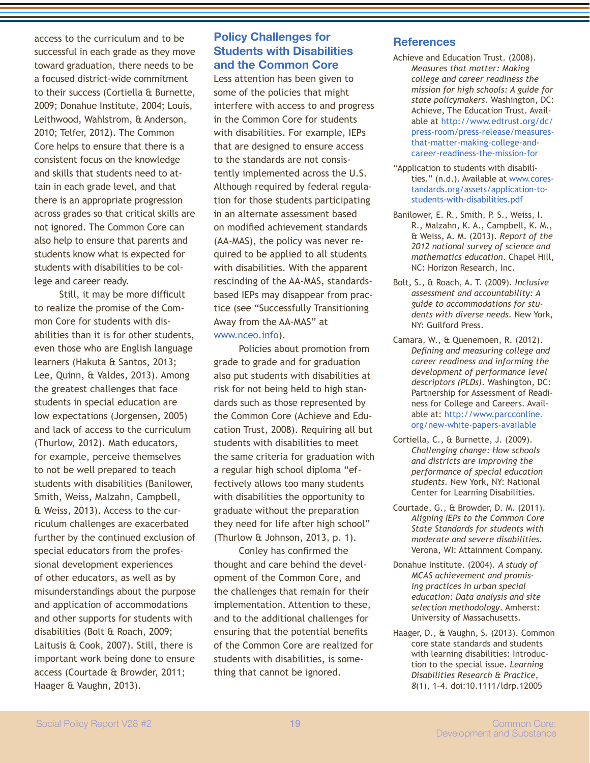access to the curriculum and to be successful in each grade as they move toward graduation, there needs to be a focused district-wide commitment to their success (Cortiella & Burnette, 2009; Donahue Institute, 2004; Louis, Leithwood, Wahlstrom, & Anderson, 2010; Telfer, 2012). The Common Core helps to ensure that there is a consistent focus on the knowledge and skills that students need to attain in each grade level, and that there is an appropriate progression across grades so that critical skills are not ignored. The Common Core can also help to ensure that parents and students know what is expected for students with disabilities to be college and career ready.

Still, it may be more difficult to realize the promise of the Common Core for students with disabilities than it is for other students, even those who are English language learners (Hakuta & Santos, 2013; Lee, Quinn, & Valdes, 2013). Among the greatest challenges that face students in special education are low expectations (Jorgensen, 2005) and lack of access to the curriculum (Thurlow, 2012). Math educators, for example, perceive themselves to not be well prepared to teach students with disabilities (Banilower, Smith, Weiss, Malzahn, Campbell, & Weiss, 2013). Access to the curriculum challenges are exacerbated further by the continued exclusion of special educators from the professional development experiences of other educators, as well as by misunderstandings about the purpose and application of accommodations and other supports for students with disabilities (Bolt & Roach, 2009; Laitusis & Cook, 2007). Still, there is important work being done to ensure access (Courtade & Browder, 2011; Haager & Vaughn, 2013).

## Policy Challenges for Students with Disabilities and the Common Core

Less attention has been given to some of the policies that might interfere with access to and progress in the Common Core for students with disabilities. For example, IEPs that are designed to ensure access to the standards are not consistently implemented across the U.S. Although required by federal regulation for those students participating in an alternate assessment based on modified achievement standards (AA-MAS), the policy was never required to be applied to all students with disabilities. With the apparent rescinding of the AA-MAS, standards-based IEPs may disappear from practice (see "Successfully Transitioning Away from the AA-MAS" at www.nceo.info).

Policies about promotion from grade to grade and for graduation also put students with disabilities at risk for not being held to high standards such as those represented by the Common Core (Achieve and Education Trust, 2008). Requiring all but students with disabilities to meet the same criteria for graduation with a regular high school diploma "effectively allows too many students with disabilities the opportunity to graduate without the preparation they need for life after high school" (Thurlow & Johnson, 2013, p. 1).

Conley has confirmed the thought and care behind the development of the Common Core, and the challenges that remain for their implementation. Attention to these, and to the additional challenges for ensuring that the potential benefits of the Common Core are realized for students with disabilities, is something that cannot be ignored.

## References

Achieve and Education Trust. (2008). *Measures that matter: Making college and career readiness the mission for high schools: A guide for state policymakers.* Washington, DC: Achieve, The Education Trust. Available at http://www.edtrust.org/dc/press-room/press-release/measures-that-matter-making-college-and-career-readiness-the-mission-for

"Application to students with disabilities." (n.d.). Available at www.corestandards.org/assets/application-to-students-with-disabilities.pdf

Banilower, E. R., Smith, P. S., Weiss, I. R., Malzahn, K. A., Campbell, K. M., & Weiss, A. M. (2013). *Report of the 2012 national survey of science and mathematics education.* Chapel Hill, NC: Horizon Research, Inc.

Bolt, S., & Roach, A. T. (2009). *Inclusive assessment and accountability: A guide to accommodations for students with diverse needs.* New York, NY: Guilford Press.

Camara, W., & Quenemoen, R. (2012). *Defining and measuring college and career readiness and informing the development of performance level descriptors (PLDs).* Washington, DC: Partnership for Assessment of Readiness for College and Careers. Available at: http://www.parcconline.org/new-white-papers-available

Cortiella, C., & Burnette, J. (2009). *Challenging change: How schools and districts are improving the performance of special education students.* New York, NY: National Center for Learning Disabilities.

Courtade, G., & Browder, D. M. (2011). *Aligning IEPs to the Common Core State Standards for students with moderate and severe disabilities.* Verona, WI: Attainment Company.

Donahue Institute. (2004). *A study of MCAS achievement and promising practices in urban special education: Data analysis and site selection methodology.* Amherst: University of Massachusetts.

Haager, D., & Vaughn, S. (2013). Common core state standards and students with learning disabilities: Introduction to the special issue. *Learning Disabilities Research & Practice, 8*(1), 1–4. doi:10.1111/ldrp.12005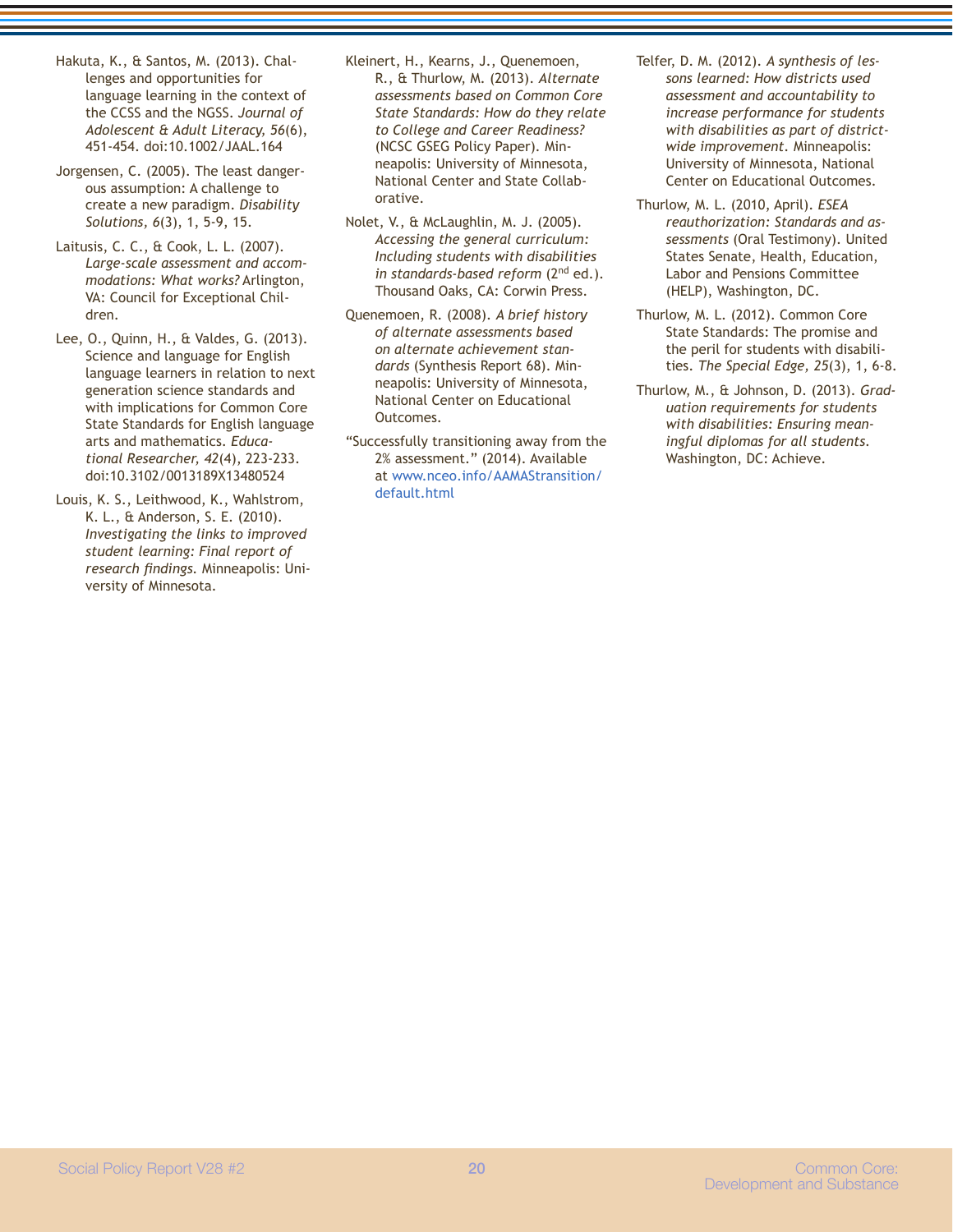Hakuta, K., & Santos, M. (2013). Challenges and opportunities for language learning in the context of the CCSS and the NGSS. *Journal of Adolescent & Adult Literacy, 56*(6), 451-454. doi:10.1002/JAAL.164

Jorgensen, C. (2005). The least dangerous assumption: A challenge to create a new paradigm. *Disability Solutions, 6*(3), 1, 5-9, 15.

Laitusis, C. C., & Cook, L. L. (2007). *Large-scale assessment and accommodations: What works?* Arlington, VA: Council for Exceptional Children.

Lee, O., Quinn, H., & Valdes, G. (2013). Science and language for English language learners in relation to next generation science standards and with implications for Common Core State Standards for English language arts and mathematics. *Educational Researcher, 42*(4), 223-233. doi:10.3102/0013189X13480524

Louis, K. S., Leithwood, K., Wahlstrom, K. L., & Anderson, S. E. (2010). *Investigating the links to improved student learning: Final report of research findings.* Minneapolis: University of Minnesota.

Kleinert, H., Kearns, J., Quenemoen, R., & Thurlow, M. (2013). *Alternate assessments based on Common Core State Standards: How do they relate to College and Career Readiness?* (NCSC GSEG Policy Paper). Minneapolis: University of Minnesota, National Center and State Collaborative.

Nolet, V., & McLaughlin, M. J. (2005). *Accessing the general curriculum: Including students with disabilities in standards-based reform* (2nd ed.). Thousand Oaks, CA: Corwin Press.

Quenemoen, R. (2008). *A brief history of alternate assessments based on alternate achievement standards* (Synthesis Report 68). Minneapolis: University of Minnesota, National Center on Educational Outcomes.

"Successfully transitioning away from the 2% assessment." (2014). Available at www.nceo.info/AAMAStransition/default.html

Telfer, D. M. (2012). *A synthesis of lessons learned: How districts used assessment and accountability to increase performance for students with disabilities as part of district-wide improvement.* Minneapolis: University of Minnesota, National Center on Educational Outcomes.

Thurlow, M. L. (2010, April). *ESEA reauthorization: Standards and assessments* (Oral Testimony). United States Senate, Health, Education, Labor and Pensions Committee (HELP), Washington, DC.

Thurlow, M. L. (2012). Common Core State Standards: The promise and the peril for students with disabilities. *The Special Edge, 25*(3), 1, 6-8.

Thurlow, M., & Johnson, D. (2013). *Graduation requirements for students with disabilities: Ensuring meaningful diplomas for all students.* Washington, DC: Achieve.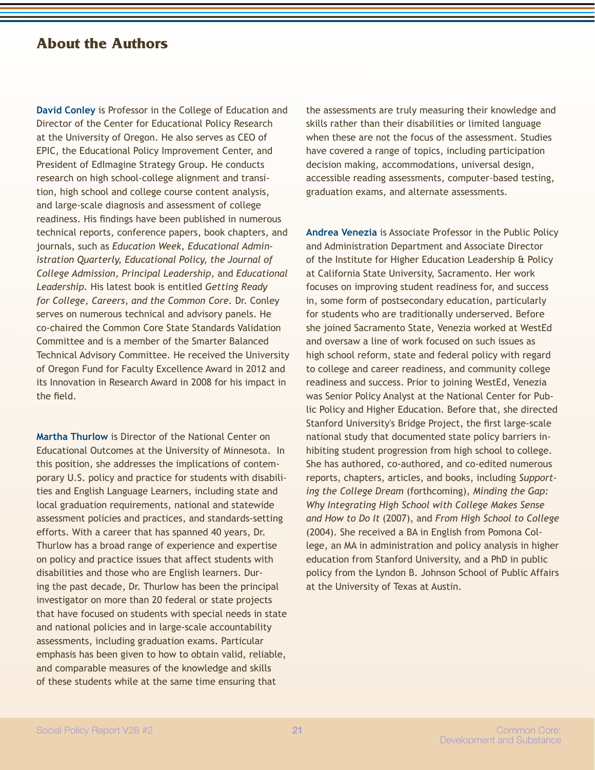## About the Authors

**David Conley** is Professor in the College of Education and Director of the Center for Educational Policy Research at the University of Oregon. He also serves as CEO of EPIC, the Educational Policy Improvement Center, and President of EdImagine Strategy Group. He conducts research on high school-college alignment and transition, high school and college course content analysis, and large-scale diagnosis and assessment of college readiness. His findings have been published in numerous technical reports, conference papers, book chapters, and journals, such as *Education Week, Educational Administration Quarterly, Educational Policy, the Journal of College Admission, Principal Leadership,* and *Educational Leadership*. His latest book is entitled *Getting Ready for College, Careers, and the Common Core*. Dr. Conley serves on numerous technical and advisory panels. He co-chaired the Common Core State Standards Validation Committee and is a member of the Smarter Balanced Technical Advisory Committee. He received the University of Oregon Fund for Faculty Excellence Award in 2012 and its Innovation in Research Award in 2008 for his impact in the field.

**Martha Thurlow** is Director of the National Center on Educational Outcomes at the University of Minnesota. In this position, she addresses the implications of contemporary U.S. policy and practice for students with disabilities and English Language Learners, including state and local graduation requirements, national and statewide assessment policies and practices, and standards-setting efforts. With a career that has spanned 40 years, Dr. Thurlow has a broad range of experience and expertise on policy and practice issues that affect students with disabilities and those who are English learners. During the past decade, Dr. Thurlow has been the principal investigator on more than 20 federal or state projects that have focused on students with special needs in state and national policies and in large-scale accountability assessments, including graduation exams. Particular emphasis has been given to how to obtain valid, reliable, and comparable measures of the knowledge and skills of these students while at the same time ensuring that the assessments are truly measuring their knowledge and skills rather than their disabilities or limited language when these are not the focus of the assessment. Studies have covered a range of topics, including participation decision making, accommodations, universal design, accessible reading assessments, computer-based testing, graduation exams, and alternate assessments.

**Andrea Venezia** is Associate Professor in the Public Policy and Administration Department and Associate Director of the Institute for Higher Education Leadership & Policy at California State University, Sacramento. Her work focuses on improving student readiness for, and success in, some form of postsecondary education, particularly for students who are traditionally underserved. Before she joined Sacramento State, Venezia worked at WestEd and oversaw a line of work focused on such issues as high school reform, state and federal policy with regard to college and career readiness, and community college readiness and success. Prior to joining WestEd, Venezia was Senior Policy Analyst at the National Center for Public Policy and Higher Education. Before that, she directed Stanford University's Bridge Project, the first large-scale national study that documented state policy barriers inhibiting student progression from high school to college. She has authored, co-authored, and co-edited numerous reports, chapters, articles, and books, including *Supporting the College Dream* (forthcoming), *Minding the Gap: Why Integrating High School with College Makes Sense and How to Do It* (2007), and *From High School to College* (2004). She received a BA in English from Pomona College, an MA in administration and policy analysis in higher education from Stanford University, and a PhD in public policy from the Lyndon B. Johnson School of Public Affairs at the University of Texas at Austin.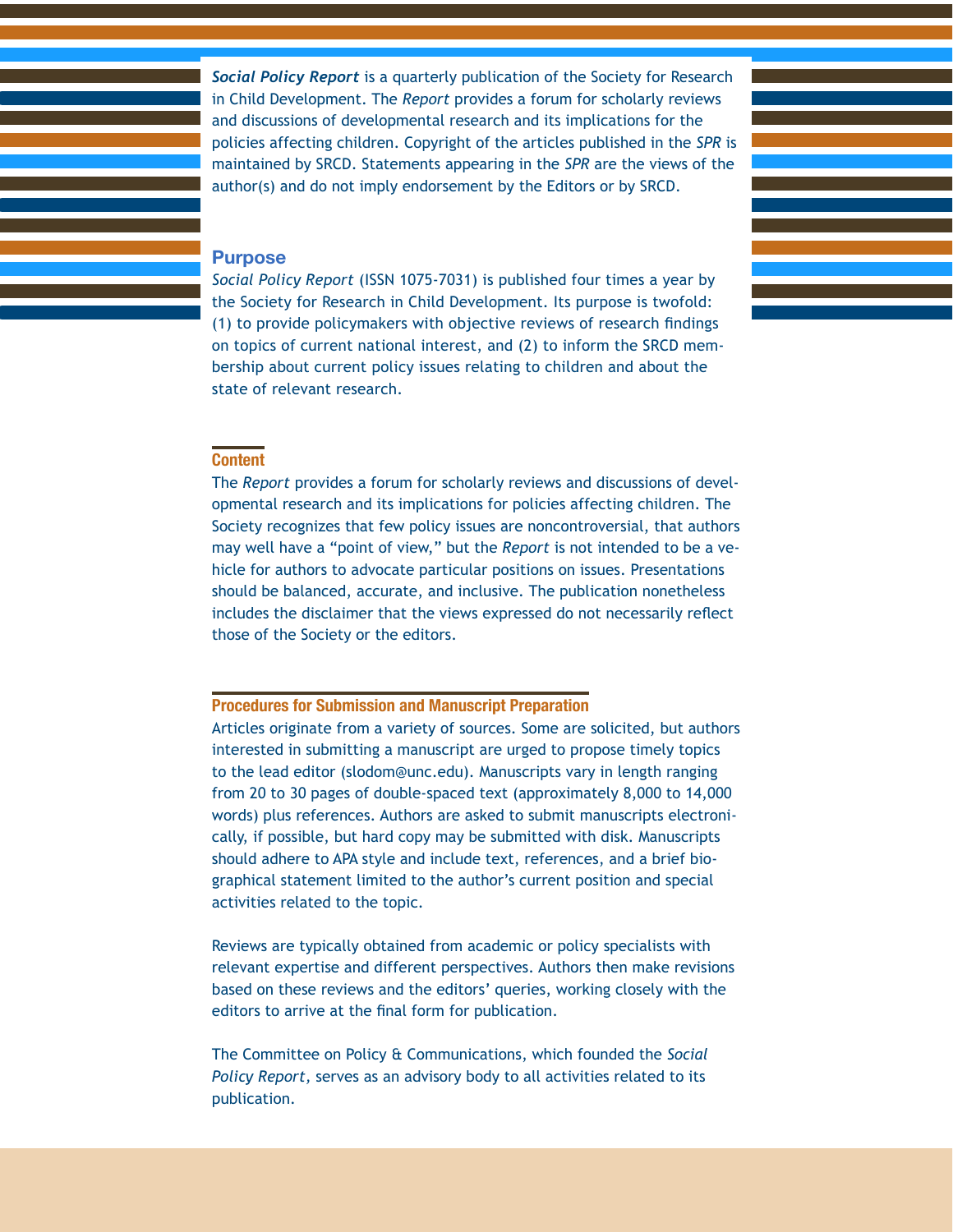***Social Policy Report*** is a quarterly publication of the Society for Research in Child Development. The *Report* provides a forum for scholarly reviews and discussions of developmental research and its implications for the policies affecting children. Copyright of the articles published in the *SPR* is maintained by SRCD. Statements appearing in the *SPR* are the views of the author(s) and do not imply endorsement by the Editors or by SRCD.

## Purpose

*Social Policy Report* (ISSN 1075-7031) is published four times a year by the Society for Research in Child Development. Its purpose is twofold: (1) to provide policymakers with objective reviews of research findings on topics of current national interest, and (2) to inform the SRCD membership about current policy issues relating to children and about the state of relevant research.

## Content

The *Report* provides a forum for scholarly reviews and discussions of developmental research and its implications for policies affecting children. The Society recognizes that few policy issues are noncontroversial, that authors may well have a "point of view," but the *Report* is not intended to be a vehicle for authors to advocate particular positions on issues. Presentations should be balanced, accurate, and inclusive. The publication nonetheless includes the disclaimer that the views expressed do not necessarily reflect those of the Society or the editors.

## Procedures for Submission and Manuscript Preparation

Articles originate from a variety of sources. Some are solicited, but authors interested in submitting a manuscript are urged to propose timely topics to the lead editor (slodom@unc.edu). Manuscripts vary in length ranging from 20 to 30 pages of double-spaced text (approximately 8,000 to 14,000 words) plus references. Authors are asked to submit manuscripts electronically, if possible, but hard copy may be submitted with disk. Manuscripts should adhere to APA style and include text, references, and a brief biographical statement limited to the author's current position and special activities related to the topic.

Reviews are typically obtained from academic or policy specialists with relevant expertise and different perspectives. Authors then make revisions based on these reviews and the editors' queries, working closely with the editors to arrive at the final form for publication.

The Committee on Policy & Communications, which founded the *Social Policy Report,* serves as an advisory body to all activities related to its publication.